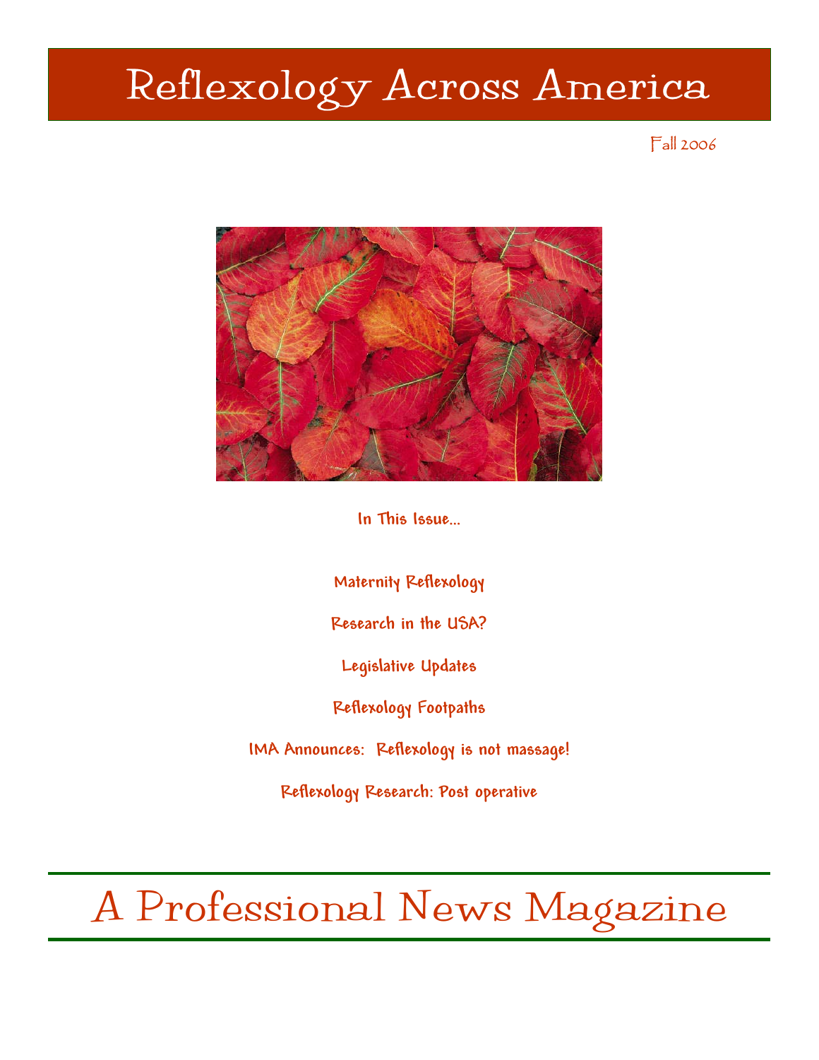# Reflexology Across America

Fall 2006

**In This Issue...**

**Maternity Reflexology**

**Research in the USA?**

**Legislative Updates**

**Reflexology Footpaths**

**IMA Announces: Reflexology is not massage!**

**Reflexology Research: Post operative**

## A Professional News Magazine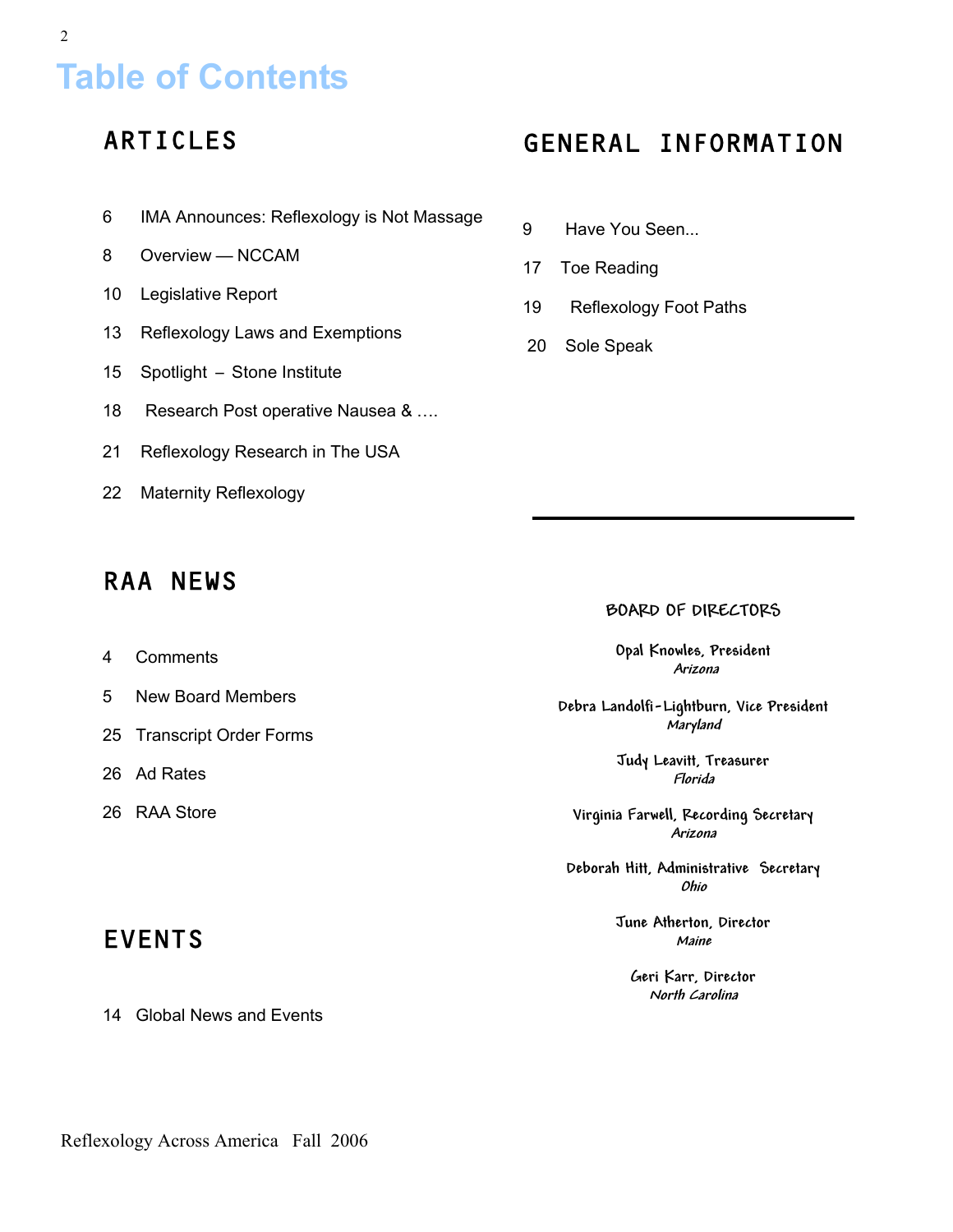# Table of Contents

## ARTICLES

6 IMA Announces: Reflexology is Not Massage

8 Overview — NCCAM

10 Legislative Report

13 Reflexology Laws and Exemptions

15 Spotlight – Stone Institute

18 Research Post operative Nausea & ….

21 Reflexology Research in The USA

22 Maternity Reflexology

## RAA NEWS

4 Comments

5 New Board Members

25 Transcript Order Forms

26 Ad Rates

26 RAA Store

## EVENTS

14 Global News and Events

## GENERAL INFORMATION

9 Have You Seen...

17 Toe Reading

19 Reflexology Foot Paths

20 Sole Speak

---

### BOARD OF DIRECTORS

Opal Knowles, President
*Arizona*

Debra Landolfi-Lightburn, Vice President
*Maryland*

Judy Leavitt, Treasurer
*Florida*

Virginia Farwell, Recording Secretary
*Arizona*

Deborah Hitt, Administrative Secretary
*Ohio*

June Atherton, Director
*Maine*

Geri Karr, Director
*North Carolina*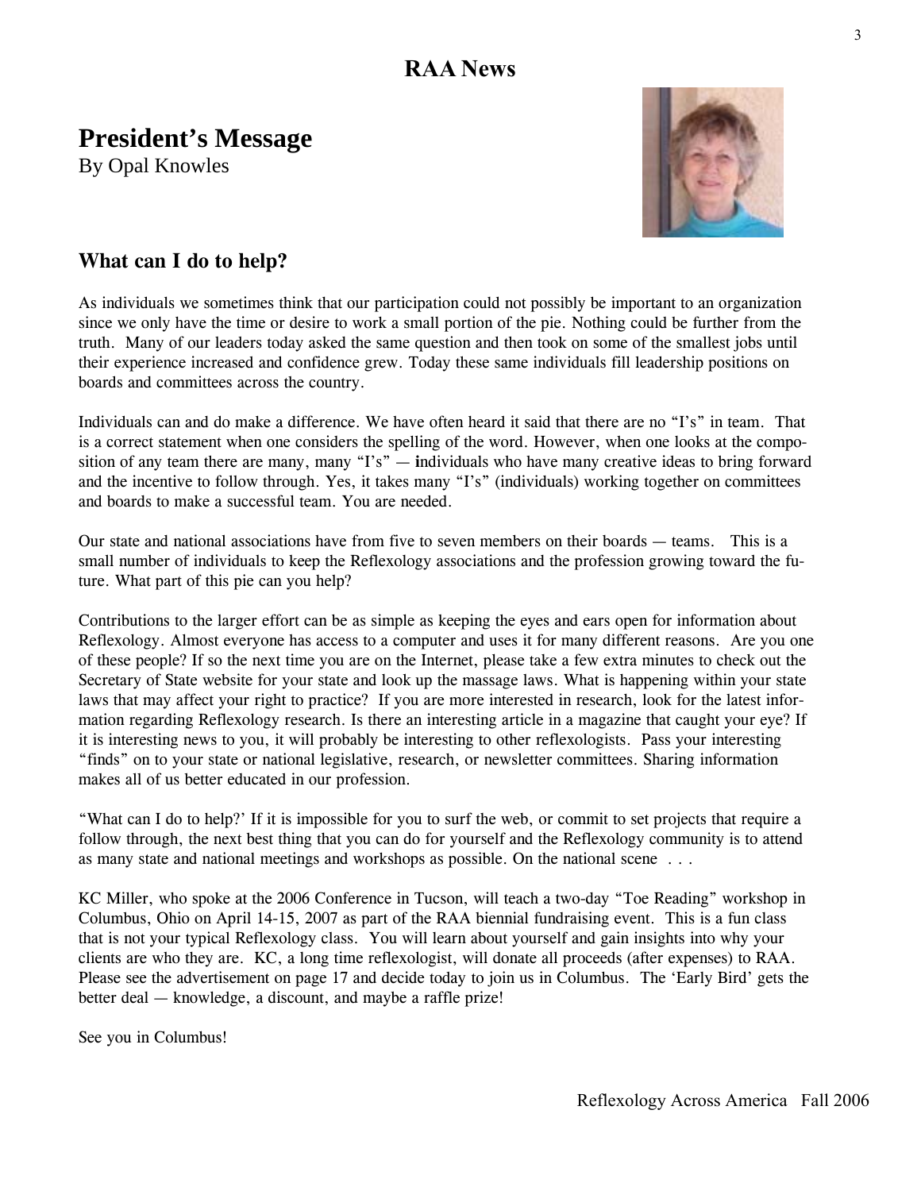# RAA News

## President's Message

By Opal Knowles

### What can I do to help?

As individuals we sometimes think that our participation could not possibly be important to an organization since we only have the time or desire to work a small portion of the pie. Nothing could be further from the truth. Many of our leaders today asked the same question and then took on some of the smallest jobs until their experience increased and confidence grew. Today these same individuals fill leadership positions on boards and committees across the country.

Individuals can and do make a difference. We have often heard it said that there are no "I's" in team. That is a correct statement when one considers the spelling of the word. However, when one looks at the composition of any team there are many, many "I's" — **i**ndividuals who have many creative ideas to bring forward and the incentive to follow through. Yes, it takes many "I's" (individuals) working together on committees and boards to make a successful team. You are needed.

Our state and national associations have from five to seven members on their boards — teams. This is a small number of individuals to keep the Reflexology associations and the profession growing toward the future. What part of this pie can you help?

Contributions to the larger effort can be as simple as keeping the eyes and ears open for information about Reflexology. Almost everyone has access to a computer and uses it for many different reasons. Are you one of these people? If so the next time you are on the Internet, please take a few extra minutes to check out the Secretary of State website for your state and look up the massage laws. What is happening within your state laws that may affect your right to practice? If you are more interested in research, look for the latest information regarding Reflexology research. Is there an interesting article in a magazine that caught your eye? If it is interesting news to you, it will probably be interesting to other reflexologists. Pass your interesting "finds" on to your state or national legislative, research, or newsletter committees. Sharing information makes all of us better educated in our profession.

"What can I do to help?' If it is impossible for you to surf the web, or commit to set projects that require a follow through, the next best thing that you can do for yourself and the Reflexology community is to attend as many state and national meetings and workshops as possible. On the national scene . . .

KC Miller, who spoke at the 2006 Conference in Tucson, will teach a two-day "Toe Reading" workshop in Columbus, Ohio on April 14-15, 2007 as part of the RAA biennial fundraising event. This is a fun class that is not your typical Reflexology class. You will learn about yourself and gain insights into why your clients are who they are. KC, a long time reflexologist, will donate all proceeds (after expenses) to RAA. Please see the advertisement on page 17 and decide today to join us in Columbus. The 'Early Bird' gets the better deal — knowledge, a discount, and maybe a raffle prize!

See you in Columbus!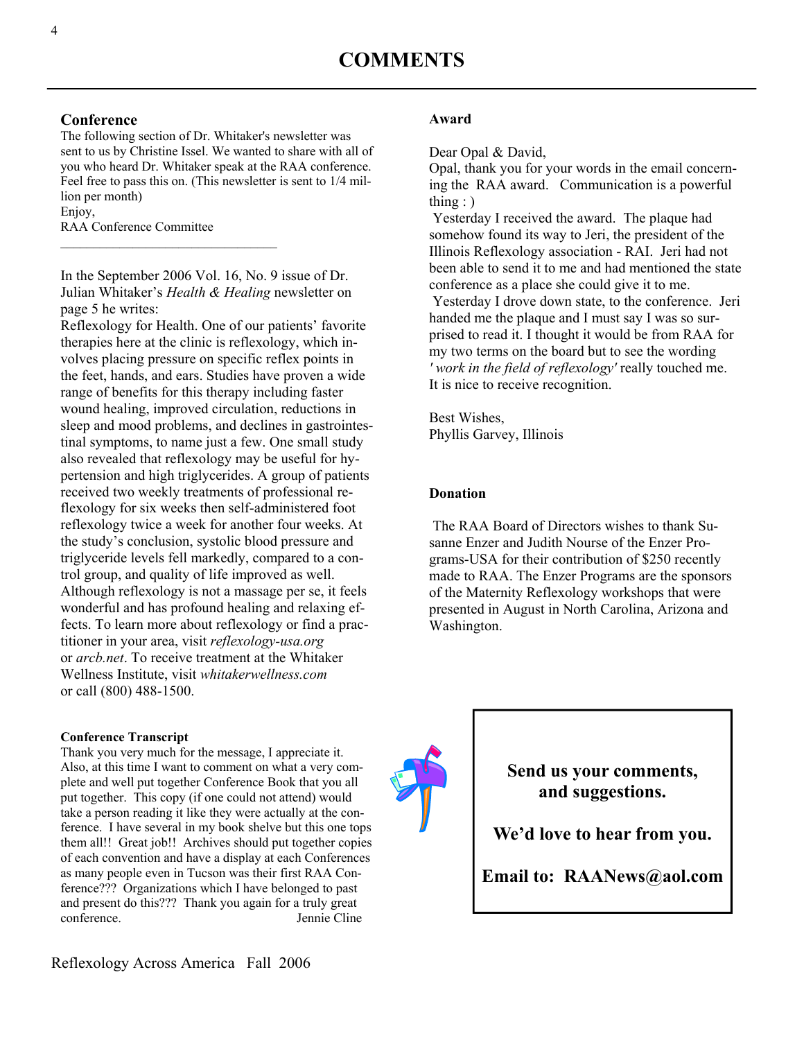# COMMENTS

### Conference

The following section of Dr. Whitaker's newsletter was sent to us by Christine Issel. We wanted to share with all of you who heard Dr. Whitaker speak at the RAA conference. Feel free to pass this on. (This newsletter is sent to 1/4 million per month)

Enjoy,

RAA Conference Committee

---

In the September 2006 Vol. 16, No. 9 issue of Dr. Julian Whitaker's *Health & Healing* newsletter on page 5 he writes:

Reflexology for Health. One of our patients' favorite therapies here at the clinic is reflexology, which involves placing pressure on specific reflex points in the feet, hands, and ears. Studies have proven a wide range of benefits for this therapy including faster wound healing, improved circulation, reductions in sleep and mood problems, and declines in gastrointestinal symptoms, to name just a few. One small study also revealed that reflexology may be useful for hypertension and high triglycerides. A group of patients received two weekly treatments of professional reflexology for six weeks then self-administered foot reflexology twice a week for another four weeks. At the study's conclusion, systolic blood pressure and triglyceride levels fell markedly, compared to a control group, and quality of life improved as well. Although reflexology is not a massage per se, it feels wonderful and has profound healing and relaxing effects. To learn more about reflexology or find a practitioner in your area, visit *reflexology-usa.org* or *arcb.net*. To receive treatment at the Whitaker Wellness Institute, visit *whitakerwellness.com* or call (800) 488-1500.

#### Conference Transcript

Thank you very much for the message, I appreciate it. Also, at this time I want to comment on what a very complete and well put together Conference Book that you all put together. This copy (if one could not attend) would take a person reading it like they were actually at the conference. I have several in my book shelve but this one tops them all!! Great job!! Archives should put together copies of each convention and have a display at each Conferences as many people even in Tucson was their first RAA Conference??? Organizations which I have belonged to past and present do this??? Thank you again for a truly great conference.

Jennie Cline

### Award

Dear Opal & David,

Opal, thank you for your words in the email concerning the RAA award. Communication is a powerful thing : )

Yesterday I received the award. The plaque had somehow found its way to Jeri, the president of the Illinois Reflexology association - RAI. Jeri had not been able to send it to me and had mentioned the state conference as a place she could give it to me.

Yesterday I drove down state, to the conference. Jeri handed me the plaque and I must say I was so surprised to read it. I thought it would be from RAA for my two terms on the board but to see the wording *' work in the field of reflexology'* really touched me. It is nice to receive recognition.

Best Wishes,

Phyllis Garvey, Illinois

### Donation

The RAA Board of Directors wishes to thank Susanne Enzer and Judith Nourse of the Enzer Programs-USA for their contribution of $250 recently made to RAA. The Enzer Programs are the sponsors of the Maternity Reflexology workshops that were presented in August in North Carolina, Arizona and Washington.

**Send us your comments, and suggestions.**

**We'd love to hear from you.**

**Email to: RAANews@aol.com**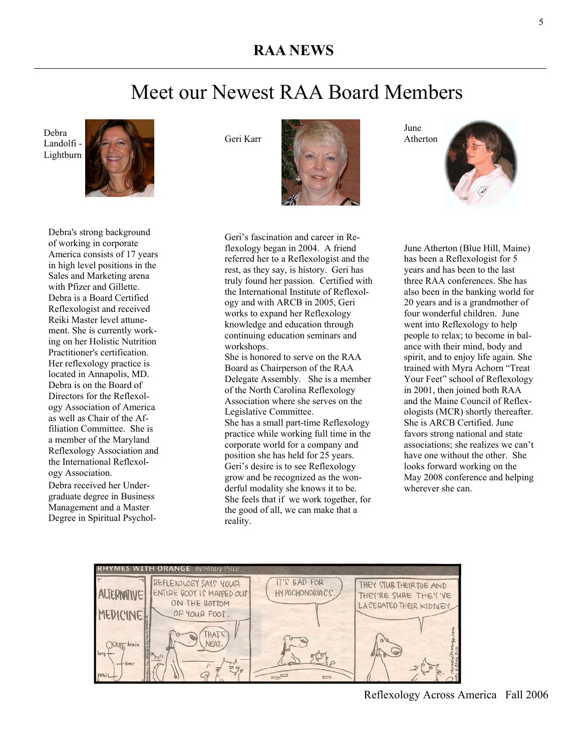## RAA NEWS

# Meet our Newest RAA Board Members

Debra Landolfi - Lightburn

Debra's strong background of working in corporate America consists of 17 years in high level positions in the Sales and Marketing arena with Pfizer and Gillette. Debra is a Board Certified Reflexologist and received Reiki Master level attunement. She is currently working on her Holistic Nutrition Practitioner's certification. Her reflexology practice is located in Annapolis, MD. Debra is on the Board of Directors for the Reflexology Association of America as well as Chair of the Affiliation Committee. She is a member of the Maryland Reflexology Association and the International Reflexology Association.

Debra received her Undergraduate degree in Business Management and a Master Degree in Spiritual Psychol-

Geri Karr

Geri's fascination and career in Reflexology began in 2004. A friend referred her to a Reflexologist and the rest, as they say, is history. Geri has truly found her passion. Certified with the International Institute of Reflexology and with ARCB in 2005, Geri works to expand her Reflexology knowledge and education through continuing education seminars and workshops.

She is honored to serve on the RAA Board as Chairperson of the RAA Delegate Assembly. She is a member of the North Carolina Reflexology Association where she serves on the Legislative Committee.

She has a small part-time Reflexology practice while working full time in the corporate world for a company and position she has held for 25 years.

Geri's desire is to see Reflexology grow and be recognized as the wonderful modality she knows it to be. She feels that if we work together, for the good of all, we can make that a reality.

June Atherton

June Atherton (Blue Hill, Maine) has been a Reflexologist for 5 years and has been to the last three RAA conferences. She has also been in the banking world for 20 years and is a grandmother of four wonderful children. June went into Reflexology to help people to relax; to become in balance with their mind, body and spirit, and to enjoy life again. She trained with Myra Achorn "Treat Your Feet" school of Reflexology in 2001, then joined both RAA and the Maine Council of Reflexologists (MCR) shortly thereafter. She is ARCB Certified. June favors strong national and state associations; she realizes we can't have one without the other. She looks forward working on the May 2008 conference and helping wherever she can.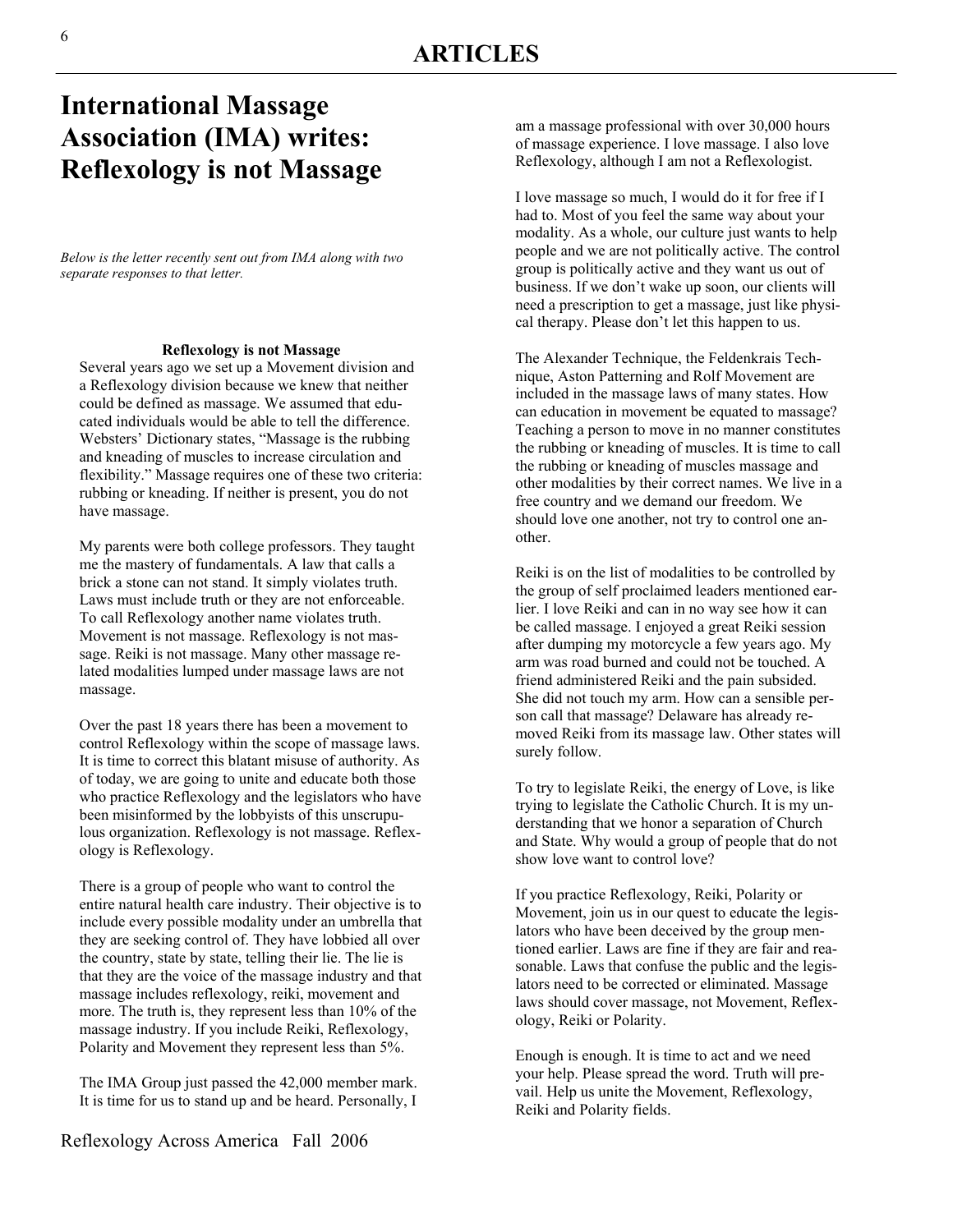# International Massage Association (IMA) writes: Reflexology is not Massage

*Below is the letter recently sent out from IMA along with two separate responses to that letter.*

**Reflexology is not Massage**

Several years ago we set up a Movement division and a Reflexology division because we knew that neither could be defined as massage. We assumed that educated individuals would be able to tell the difference. Websters' Dictionary states, "Massage is the rubbing and kneading of muscles to increase circulation and flexibility." Massage requires one of these two criteria: rubbing or kneading. If neither is present, you do not have massage.

My parents were both college professors. They taught me the mastery of fundamentals. A law that calls a brick a stone can not stand. It simply violates truth. Laws must include truth or they are not enforceable. To call Reflexology another name violates truth. Movement is not massage. Reflexology is not massage. Reiki is not massage. Many other massage related modalities lumped under massage laws are not massage.

Over the past 18 years there has been a movement to control Reflexology within the scope of massage laws. It is time to correct this blatant misuse of authority. As of today, we are going to unite and educate both those who practice Reflexology and the legislators who have been misinformed by the lobbyists of this unscrupulous organization. Reflexology is not massage. Reflexology is Reflexology.

There is a group of people who want to control the entire natural health care industry. Their objective is to include every possible modality under an umbrella that they are seeking control of. They have lobbied all over the country, state by state, telling their lie. The lie is that they are the voice of the massage industry and that massage includes reflexology, reiki, movement and more. The truth is, they represent less than 10% of the massage industry. If you include Reiki, Reflexology, Polarity and Movement they represent less than 5%.

The IMA Group just passed the 42,000 member mark. It is time for us to stand up and be heard. Personally, I am a massage professional with over 30,000 hours of massage experience. I love massage. I also love Reflexology, although I am not a Reflexologist.

I love massage so much, I would do it for free if I had to. Most of you feel the same way about your modality. As a whole, our culture just wants to help people and we are not politically active. The control group is politically active and they want us out of business. If we don't wake up soon, our clients will need a prescription to get a massage, just like physical therapy. Please don't let this happen to us.

The Alexander Technique, the Feldenkrais Technique, Aston Patterning and Rolf Movement are included in the massage laws of many states. How can education in movement be equated to massage? Teaching a person to move in no manner constitutes the rubbing or kneading of muscles. It is time to call the rubbing or kneading of muscles massage and other modalities by their correct names. We live in a free country and we demand our freedom. We should love one another, not try to control one another.

Reiki is on the list of modalities to be controlled by the group of self proclaimed leaders mentioned earlier. I love Reiki and can in no way see how it can be called massage. I enjoyed a great Reiki session after dumping my motorcycle a few years ago. My arm was road burned and could not be touched. A friend administered Reiki and the pain subsided. She did not touch my arm. How can a sensible person call that massage? Delaware has already removed Reiki from its massage law. Other states will surely follow.

To try to legislate Reiki, the energy of Love, is like trying to legislate the Catholic Church. It is my understanding that we honor a separation of Church and State. Why would a group of people that do not show love want to control love?

If you practice Reflexology, Reiki, Polarity or Movement, join us in our quest to educate the legislators who have been deceived by the group mentioned earlier. Laws are fine if they are fair and reasonable. Laws that confuse the public and the legislators need to be corrected or eliminated. Massage laws should cover massage, not Movement, Reflexology, Reiki or Polarity.

Enough is enough. It is time to act and we need your help. Please spread the word. Truth will prevail. Help us unite the Movement, Reflexology, Reiki and Polarity fields.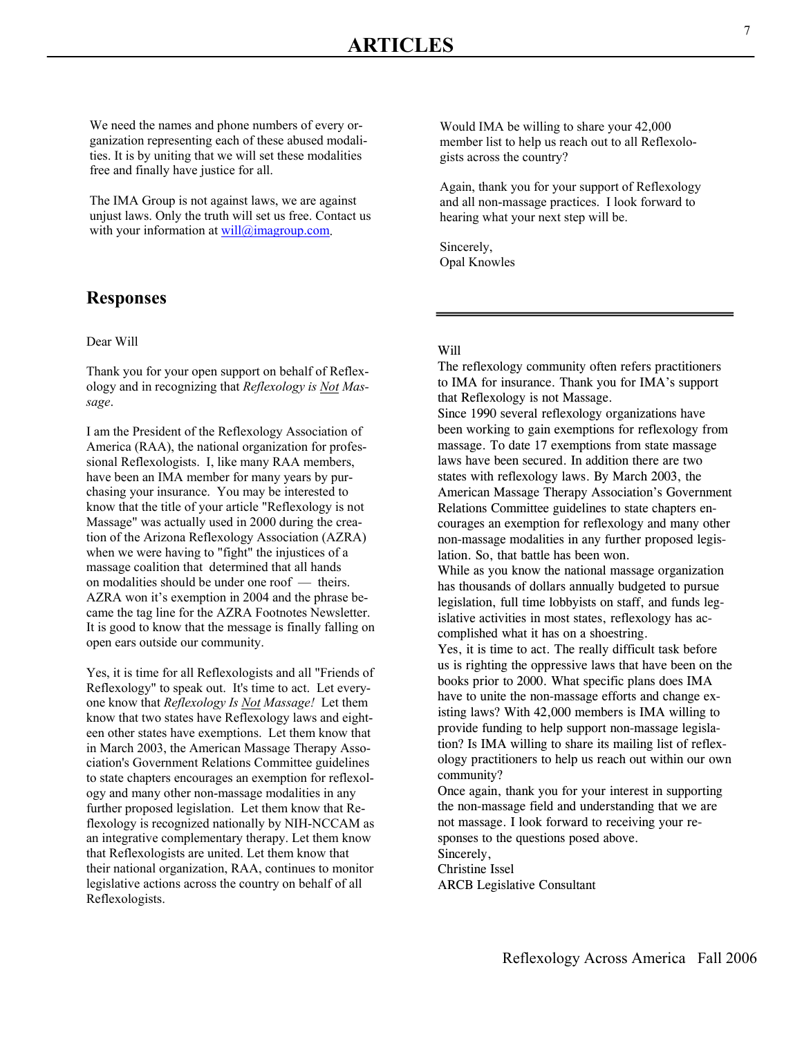# ARTICLES

We need the names and phone numbers of every organization representing each of these abused modalities. It is by uniting that we will set these modalities free and finally have justice for all.

The IMA Group is not against laws, we are against unjust laws. Only the truth will set us free. Contact us with your information at will@imagroup.com.

## Responses

Dear Will

Thank you for your open support on behalf of Reflexology and in recognizing that *Reflexology is Not Massage*.

I am the President of the Reflexology Association of America (RAA), the national organization for professional Reflexologists. I, like many RAA members, have been an IMA member for many years by purchasing your insurance. You may be interested to know that the title of your article "Reflexology is not Massage" was actually used in 2000 during the creation of the Arizona Reflexology Association (AZRA) when we were having to "fight" the injustices of a massage coalition that determined that all hands on modalities should be under one roof — theirs. AZRA won it's exemption in 2004 and the phrase became the tag line for the AZRA Footnotes Newsletter. It is good to know that the message is finally falling on open ears outside our community.

Yes, it is time for all Reflexologists and all "Friends of Reflexology" to speak out. It's time to act. Let everyone know that *Reflexology Is Not Massage!* Let them know that two states have Reflexology laws and eighteen other states have exemptions. Let them know that in March 2003, the American Massage Therapy Association's Government Relations Committee guidelines to state chapters encourages an exemption for reflexology and many other non-massage modalities in any further proposed legislation. Let them know that Reflexology is recognized nationally by NIH-NCCAM as an integrative complementary therapy. Let them know that Reflexologists are united. Let them know that their national organization, RAA, continues to monitor legislative actions across the country on behalf of all Reflexologists.

Would IMA be willing to share your 42,000 member list to help us reach out to all Reflexologists across the country?

Again, thank you for your support of Reflexology and all non-massage practices. I look forward to hearing what your next step will be.

Sincerely,
Opal Knowles

---

Will

The reflexology community often refers practitioners to IMA for insurance. Thank you for IMA's support that Reflexology is not Massage.

Since 1990 several reflexology organizations have been working to gain exemptions for reflexology from massage. To date 17 exemptions from state massage laws have been secured. In addition there are two states with reflexology laws. By March 2003, the American Massage Therapy Association's Government Relations Committee guidelines to state chapters encourages an exemption for reflexology and many other non-massage modalities in any further proposed legislation. So, that battle has been won.

While as you know the national massage organization has thousands of dollars annually budgeted to pursue legislation, full time lobbyists on staff, and funds legislative activities in most states, reflexology has accomplished what it has on a shoestring.

Yes, it is time to act. The really difficult task before us is righting the oppressive laws that have been on the books prior to 2000. What specific plans does IMA have to unite the non-massage efforts and change existing laws? With 42,000 members is IMA willing to provide funding to help support non-massage legislation? Is IMA willing to share its mailing list of reflexology practitioners to help us reach out within our own community?

Once again, thank you for your interest in supporting the non-massage field and understanding that we are not massage. I look forward to receiving your responses to the questions posed above.

Sincerely,
Christine Issel
ARCB Legislative Consultant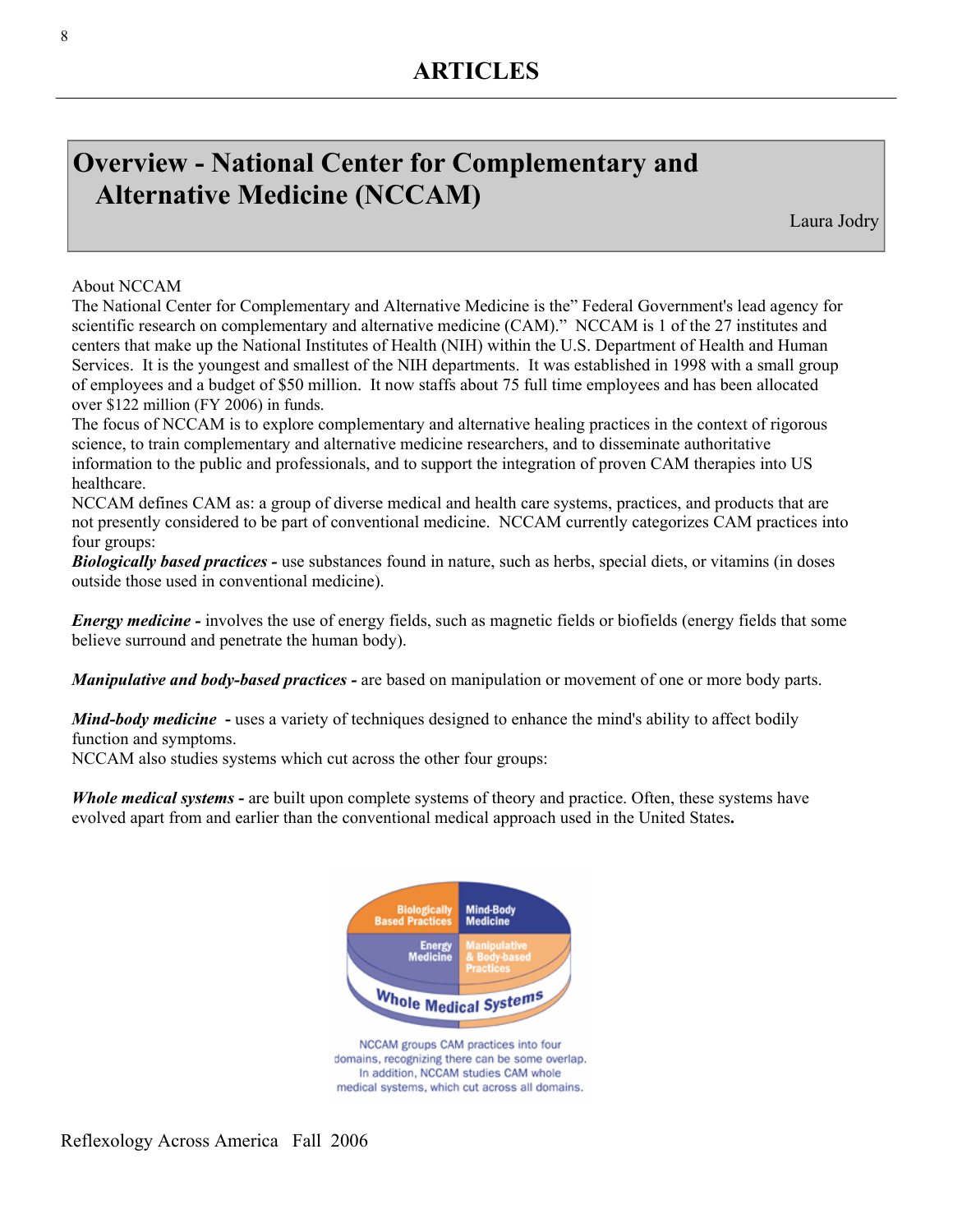# ARTICLES

## Overview - National Center for Complementary and Alternative Medicine (NCCAM)

Laura Jodry

About NCCAM

The National Center for Complementary and Alternative Medicine is the" Federal Government's lead agency for scientific research on complementary and alternative medicine (CAM)." NCCAM is 1 of the 27 institutes and centers that make up the National Institutes of Health (NIH) within the U.S. Department of Health and Human Services. It is the youngest and smallest of the NIH departments. It was established in 1998 with a small group of employees and a budget of $50 million. It now staffs about 75 full time employees and has been allocated over $122 million (FY 2006) in funds.

The focus of NCCAM is to explore complementary and alternative healing practices in the context of rigorous science, to train complementary and alternative medicine researchers, and to disseminate authoritative information to the public and professionals, and to support the integration of proven CAM therapies into US healthcare.

NCCAM defines CAM as: a group of diverse medical and health care systems, practices, and products that are not presently considered to be part of conventional medicine. NCCAM currently categorizes CAM practices into four groups:

***Biologically based practices -*** use substances found in nature, such as herbs, special diets, or vitamins (in doses outside those used in conventional medicine).

***Energy medicine -*** involves the use of energy fields, such as magnetic fields or biofields (energy fields that some believe surround and penetrate the human body).

***Manipulative and body-based practices -*** are based on manipulation or movement of one or more body parts.

***Mind-body medicine -*** uses a variety of techniques designed to enhance the mind's ability to affect bodily function and symptoms.

NCCAM also studies systems which cut across the other four groups:

***Whole medical systems -*** are built upon complete systems of theory and practice. Often, these systems have evolved apart from and earlier than the conventional medical approach used in the United States.

Biologically Based Practices | Mind-Body Medicine | Energy Medicine | Manipulative & Body-based Practices | Whole Medical Systems

NCCAM groups CAM practices into four domains, recognizing there can be some overlap. In addition, NCCAM studies CAM whole medical systems, which cut across all domains.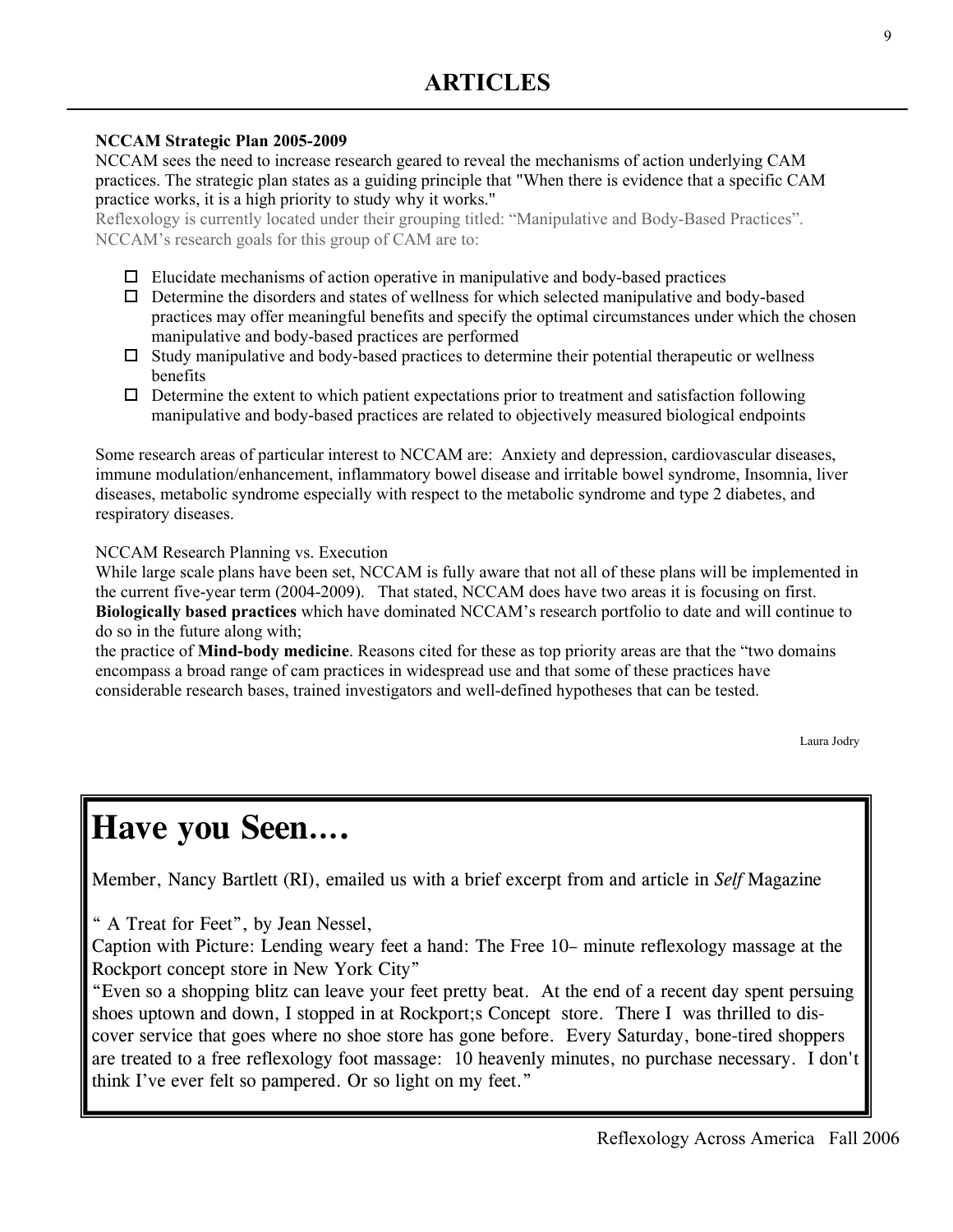# ARTICLES

**NCCAM Strategic Plan 2005-2009**

NCCAM sees the need to increase research geared to reveal the mechanisms of action underlying CAM practices. The strategic plan states as a guiding principle that "When there is evidence that a specific CAM practice works, it is a high priority to study why it works."

Reflexology is currently located under their grouping titled: "Manipulative and Body-Based Practices". NCCAM's research goals for this group of CAM are to:

- Elucidate mechanisms of action operative in manipulative and body-based practices
- Determine the disorders and states of wellness for which selected manipulative and body-based practices may offer meaningful benefits and specify the optimal circumstances under which the chosen manipulative and body-based practices are performed
- Study manipulative and body-based practices to determine their potential therapeutic or wellness benefits
- Determine the extent to which patient expectations prior to treatment and satisfaction following manipulative and body-based practices are related to objectively measured biological endpoints

Some research areas of particular interest to NCCAM are: Anxiety and depression, cardiovascular diseases, immune modulation/enhancement, inflammatory bowel disease and irritable bowel syndrome, Insomnia, liver diseases, metabolic syndrome especially with respect to the metabolic syndrome and type 2 diabetes, and respiratory diseases.

NCCAM Research Planning vs. Execution

While large scale plans have been set, NCCAM is fully aware that not all of these plans will be implemented in the current five-year term (2004-2009). That stated, NCCAM does have two areas it is focusing on first. **Biologically based practices** which have dominated NCCAM's research portfolio to date and will continue to do so in the future along with;

the practice of **Mind-body medicine**. Reasons cited for these as top priority areas are that the "two domains encompass a broad range of cam practices in widespread use and that some of these practices have considerable research bases, trained investigators and well-defined hypotheses that can be tested.

Laura Jodry

# Have you Seen….

Member, Nancy Bartlett (RI), emailed us with a brief excerpt from and article in *Self* Magazine

" A Treat for Feet", by Jean Nessel,

Caption with Picture: Lending weary feet a hand: The Free 10– minute reflexology massage at the Rockport concept store in New York City"

"Even so a shopping blitz can leave your feet pretty beat. At the end of a recent day spent persuing shoes uptown and down, I stopped in at Rockport;s Concept store. There I was thrilled to discover service that goes where no shoe store has gone before. Every Saturday, bone-tired shoppers are treated to a free reflexology foot massage: 10 heavenly minutes, no purchase necessary. I don't think I've ever felt so pampered. Or so light on my feet."

Reflexology Across America Fall 2006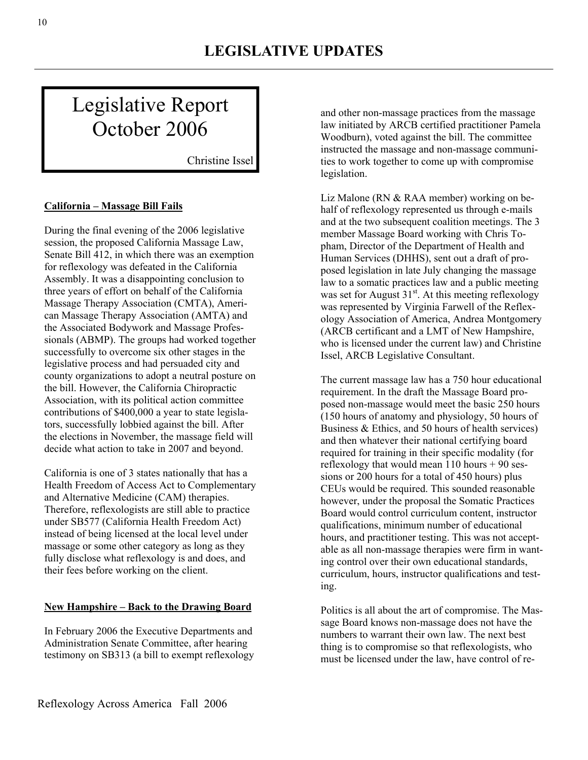## LEGISLATIVE UPDATES

# Legislative Report October 2006

Christine Issel

**California – Massage Bill Fails**

During the final evening of the 2006 legislative session, the proposed California Massage Law, Senate Bill 412, in which there was an exemption for reflexology was defeated in the California Assembly. It was a disappointing conclusion to three years of effort on behalf of the California Massage Therapy Association (CMTA), American Massage Therapy Association (AMTA) and the Associated Bodywork and Massage Professionals (ABMP). The groups had worked together successfully to overcome six other stages in the legislative process and had persuaded city and county organizations to adopt a neutral posture on the bill. However, the California Chiropractic Association, with its political action committee contributions of $400,000 a year to state legislators, successfully lobbied against the bill. After the elections in November, the massage field will decide what action to take in 2007 and beyond.

California is one of 3 states nationally that has a Health Freedom of Access Act to Complementary and Alternative Medicine (CAM) therapies. Therefore, reflexologists are still able to practice under SB577 (California Health Freedom Act) instead of being licensed at the local level under massage or some other category as long as they fully disclose what reflexology is and does, and their fees before working on the client.

**New Hampshire – Back to the Drawing Board**

In February 2006 the Executive Departments and Administration Senate Committee, after hearing testimony on SB313 (a bill to exempt reflexology and other non-massage practices from the massage law initiated by ARCB certified practitioner Pamela Woodburn), voted against the bill. The committee instructed the massage and non-massage communities to work together to come up with compromise legislation.

Liz Malone (RN & RAA member) working on behalf of reflexology represented us through e-mails and at the two subsequent coalition meetings. The 3 member Massage Board working with Chris Topham, Director of the Department of Health and Human Services (DHHS), sent out a draft of proposed legislation in late July changing the massage law to a somatic practices law and a public meeting was set for August 31st. At this meeting reflexology was represented by Virginia Farwell of the Reflexology Association of America, Andrea Montgomery (ARCB certificant and a LMT of New Hampshire, who is licensed under the current law) and Christine Issel, ARCB Legislative Consultant.

The current massage law has a 750 hour educational requirement. In the draft the Massage Board proposed non-massage would meet the basic 250 hours (150 hours of anatomy and physiology, 50 hours of Business & Ethics, and 50 hours of health services) and then whatever their national certifying board required for training in their specific modality (for reflexology that would mean 110 hours + 90 sessions or 200 hours for a total of 450 hours) plus CEUs would be required. This sounded reasonable however, under the proposal the Somatic Practices Board would control curriculum content, instructor qualifications, minimum number of educational hours, and practitioner testing. This was not acceptable as all non-massage therapies were firm in wanting control over their own educational standards, curriculum, hours, instructor qualifications and testing.

Politics is all about the art of compromise. The Massage Board knows non-massage does not have the numbers to warrant their own law. The next best thing is to compromise so that reflexologists, who must be licensed under the law, have control of re-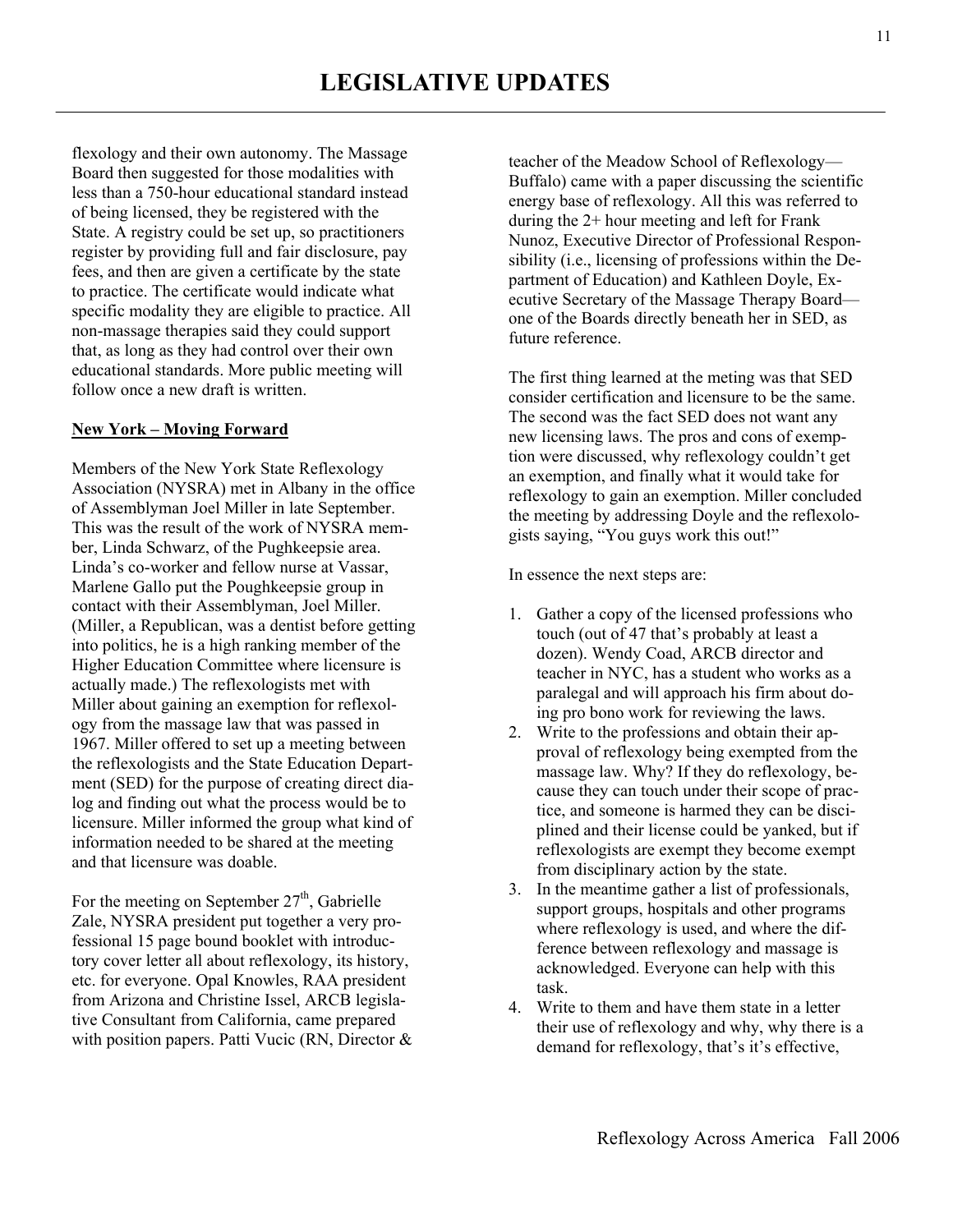# LEGISLATIVE UPDATES

flexology and their own autonomy. The Massage Board then suggested for those modalities with less than a 750-hour educational standard instead of being licensed, they be registered with the State. A registry could be set up, so practitioners register by providing full and fair disclosure, pay fees, and then are given a certificate by the state to practice. The certificate would indicate what specific modality they are eligible to practice. All non-massage therapies said they could support that, as long as they had control over their own educational standards. More public meeting will follow once a new draft is written.

**New York – Moving Forward**

Members of the New York State Reflexology Association (NYSRA) met in Albany in the office of Assemblyman Joel Miller in late September. This was the result of the work of NYSRA member, Linda Schwarz, of the Pughkeepsie area. Linda's co-worker and fellow nurse at Vassar, Marlene Gallo put the Poughkeepsie group in contact with their Assemblyman, Joel Miller. (Miller, a Republican, was a dentist before getting into politics, he is a high ranking member of the Higher Education Committee where licensure is actually made.) The reflexologists met with Miller about gaining an exemption for reflexology from the massage law that was passed in 1967. Miller offered to set up a meeting between the reflexologists and the State Education Department (SED) for the purpose of creating direct dialog and finding out what the process would be to licensure. Miller informed the group what kind of information needed to be shared at the meeting and that licensure was doable.

For the meeting on September 27th, Gabrielle Zale, NYSRA president put together a very professional 15 page bound booklet with introductory cover letter all about reflexology, its history, etc. for everyone. Opal Knowles, RAA president from Arizona and Christine Issel, ARCB legislative Consultant from California, came prepared with position papers. Patti Vucic (RN, Director & teacher of the Meadow School of Reflexology—Buffalo) came with a paper discussing the scientific energy base of reflexology. All this was referred to during the 2+ hour meeting and left for Frank Nunoz, Executive Director of Professional Responsibility (i.e., licensing of professions within the Department of Education) and Kathleen Doyle, Executive Secretary of the Massage Therapy Board—one of the Boards directly beneath her in SED, as future reference.

The first thing learned at the meting was that SED consider certification and licensure to be the same. The second was the fact SED does not want any new licensing laws. The pros and cons of exemption were discussed, why reflexology couldn't get an exemption, and finally what it would take for reflexology to gain an exemption. Miller concluded the meeting by addressing Doyle and the reflexologists saying, "You guys work this out!"

In essence the next steps are:

1. Gather a copy of the licensed professions who touch (out of 47 that's probably at least a dozen). Wendy Coad, ARCB director and teacher in NYC, has a student who works as a paralegal and will approach his firm about doing pro bono work for reviewing the laws.
2. Write to the professions and obtain their approval of reflexology being exempted from the massage law. Why? If they do reflexology, because they can touch under their scope of practice, and someone is harmed they can be disciplined and their license could be yanked, but if reflexologists are exempt they become exempt from disciplinary action by the state.
3. In the meantime gather a list of professionals, support groups, hospitals and other programs where reflexology is used, and where the difference between reflexology and massage is acknowledged. Everyone can help with this task.
4. Write to them and have them state in a letter their use of reflexology and why, why there is a demand for reflexology, that's it's effective,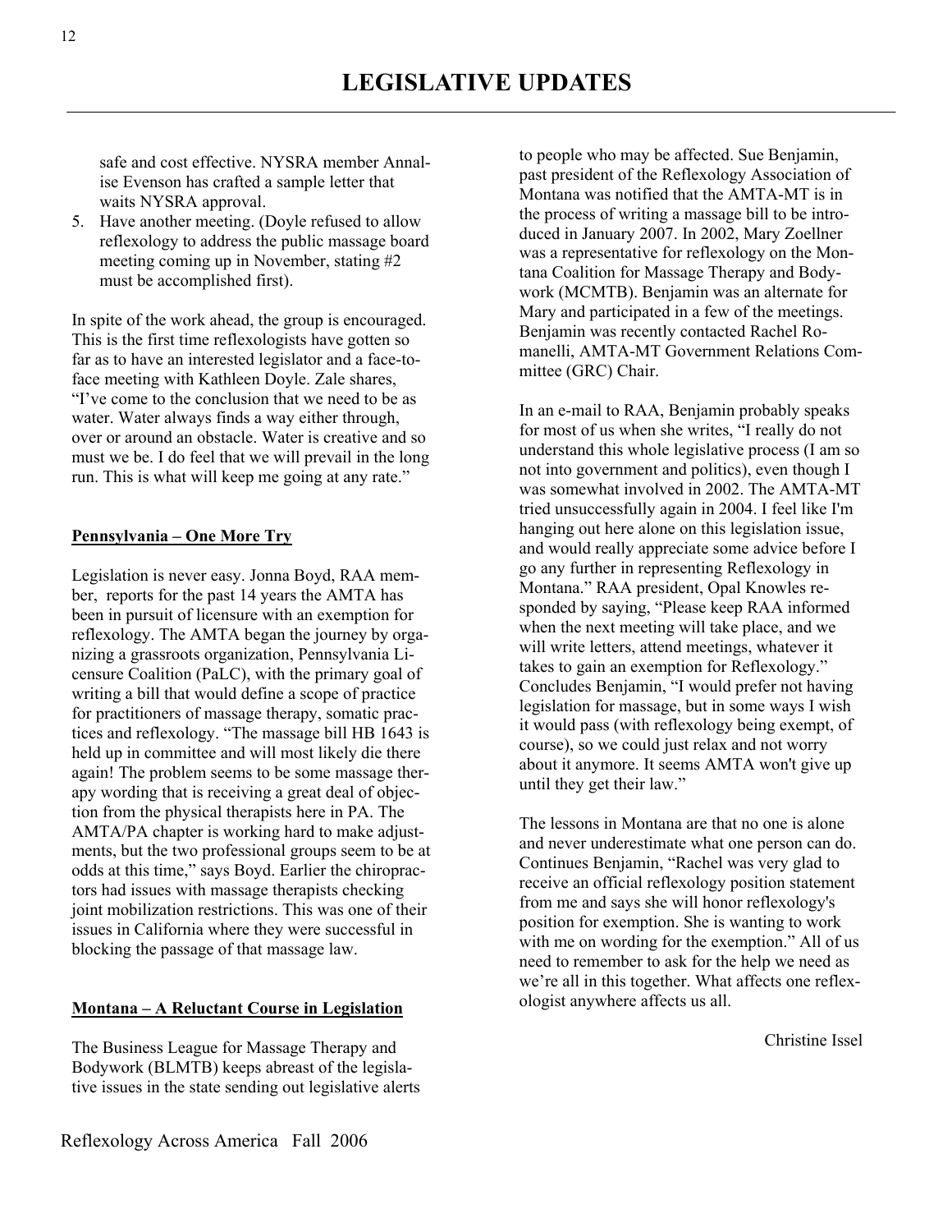## LEGISLATIVE UPDATES

safe and cost effective. NYSRA member Annalise Evenson has crafted a sample letter that waits NYSRA approval.

5. Have another meeting. (Doyle refused to allow reflexology to address the public massage board meeting coming up in November, stating #2 must be accomplished first).

In spite of the work ahead, the group is encouraged. This is the first time reflexologists have gotten so far as to have an interested legislator and a face-to-face meeting with Kathleen Doyle. Zale shares, "I've come to the conclusion that we need to be as water. Water always finds a way either through, over or around an obstacle. Water is creative and so must we be. I do feel that we will prevail in the long run. This is what will keep me going at any rate."

**Pennsylvania – One More Try**

Legislation is never easy. Jonna Boyd, RAA member, reports for the past 14 years the AMTA has been in pursuit of licensure with an exemption for reflexology. The AMTA began the journey by organizing a grassroots organization, Pennsylvania Licensure Coalition (PaLC), with the primary goal of writing a bill that would define a scope of practice for practitioners of massage therapy, somatic practices and reflexology. "The massage bill HB 1643 is held up in committee and will most likely die there again! The problem seems to be some massage therapy wording that is receiving a great deal of objection from the physical therapists here in PA. The AMTA/PA chapter is working hard to make adjustments, but the two professional groups seem to be at odds at this time," says Boyd. Earlier the chiropractors had issues with massage therapists checking joint mobilization restrictions. This was one of their issues in California where they were successful in blocking the passage of that massage law.

**Montana – A Reluctant Course in Legislation**

The Business League for Massage Therapy and Bodywork (BLMTB) keeps abreast of the legislative issues in the state sending out legislative alerts to people who may be affected. Sue Benjamin, past president of the Reflexology Association of Montana was notified that the AMTA-MT is in the process of writing a massage bill to be introduced in January 2007. In 2002, Mary Zoellner was a representative for reflexology on the Montana Coalition for Massage Therapy and Bodywork (MCMTB). Benjamin was an alternate for Mary and participated in a few of the meetings. Benjamin was recently contacted Rachel Romanelli, AMTA-MT Government Relations Committee (GRC) Chair.

In an e-mail to RAA, Benjamin probably speaks for most of us when she writes, "I really do not understand this whole legislative process (I am so not into government and politics), even though I was somewhat involved in 2002. The AMTA-MT tried unsuccessfully again in 2004. I feel like I'm hanging out here alone on this legislation issue, and would really appreciate some advice before I go any further in representing Reflexology in Montana." RAA president, Opal Knowles responded by saying, "Please keep RAA informed when the next meeting will take place, and we will write letters, attend meetings, whatever it takes to gain an exemption for Reflexology." Concludes Benjamin, "I would prefer not having legislation for massage, but in some ways I wish it would pass (with reflexology being exempt, of course), so we could just relax and not worry about it anymore. It seems AMTA won't give up until they get their law."

The lessons in Montana are that no one is alone and never underestimate what one person can do. Continues Benjamin, "Rachel was very glad to receive an official reflexology position statement from me and says she will honor reflexology's position for exemption. She is wanting to work with me on wording for the exemption." All of us need to remember to ask for the help we need as we're all in this together. What affects one reflexologist anywhere affects us all.

Christine Issel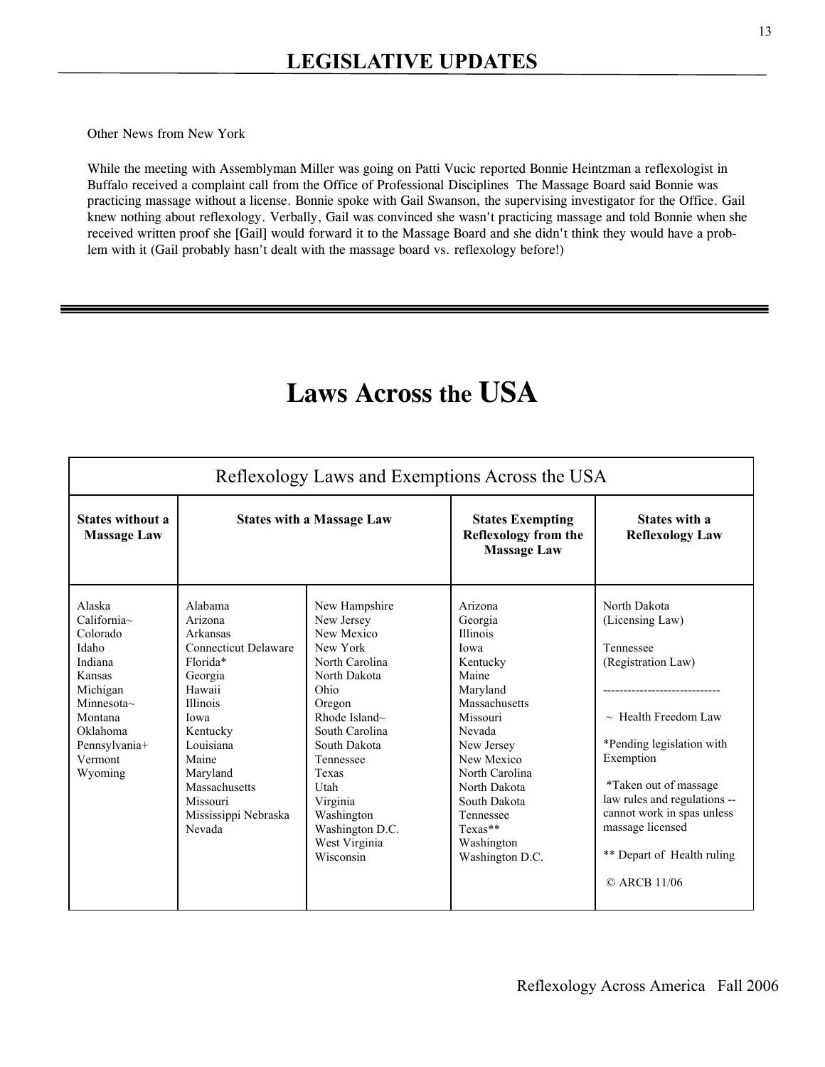## LEGISLATIVE UPDATES

Other News from New York

While the meeting with Assemblyman Miller was going on Patti Vucic reported Bonnie Heintzman a reflexologist in Buffalo received a complaint call from the Office of Professional Disciplines The Massage Board said Bonnie was practicing massage without a license. Bonnie spoke with Gail Swanson, the supervising investigator for the Office. Gail knew nothing about reflexology. Verbally, Gail was convinced she wasn't practicing massage and told Bonnie when she received written proof she [Gail] would forward it to the Massage Board and she didn't think they would have a problem with it (Gail probably hasn't dealt with the massage board vs. reflexology before!)

# Laws Across the USA

Reflexology Laws and Exemptions Across the USA

| States without a Massage Law | States with a Massage Law | | States Exempting Reflexology from the Massage Law | States with a Reflexology Law |
|---|---|---|---|---|
| Alaska<br>California~<br>Colorado<br>Idaho<br>Indiana<br>Kansas<br>Michigan<br>Minnesota~<br>Montana<br>Oklahoma<br>Pennsylvania+<br>Vermont<br>Wyoming | Alabama<br>Arizona<br>Arkansas<br>Connecticut Delaware<br>Florida*<br>Georgia<br>Hawaii<br>Illinois<br>Iowa<br>Kentucky<br>Louisiana<br>Maine<br>Maryland<br>Massachusetts<br>Missouri<br>Mississippi Nebraska<br>Nevada | New Hampshire<br>New Jersey<br>New Mexico<br>New York<br>North Carolina<br>North Dakota<br>Ohio<br>Oregon<br>Rhode Island~<br>South Carolina<br>South Dakota<br>Tennessee<br>Texas<br>Utah<br>Virginia<br>Washington<br>Washington D.C.<br>West Virginia<br>Wisconsin | Arizona<br>Georgia<br>Illinois<br>Iowa<br>Kentucky<br>Maine<br>Maryland<br>Massachusetts<br>Missouri<br>Nevada<br>New Jersey<br>New Mexico<br>North Carolina<br>North Dakota<br>South Dakota<br>Tennessee<br>Texas**<br>Washington<br>Washington D.C. | North Dakota<br>(Licensing Law)<br><br>Tennessee<br>(Registration Law)<br><br>----------------------------<br><br>~ Health Freedom Law<br><br>*Pending legislation with Exemption<br><br>*Taken out of massage law rules and regulations -- cannot work in spas unless massage licensed<br><br>** Depart of Health ruling<br><br>© ARCB 11/06 |

Reflexology Across America Fall 2006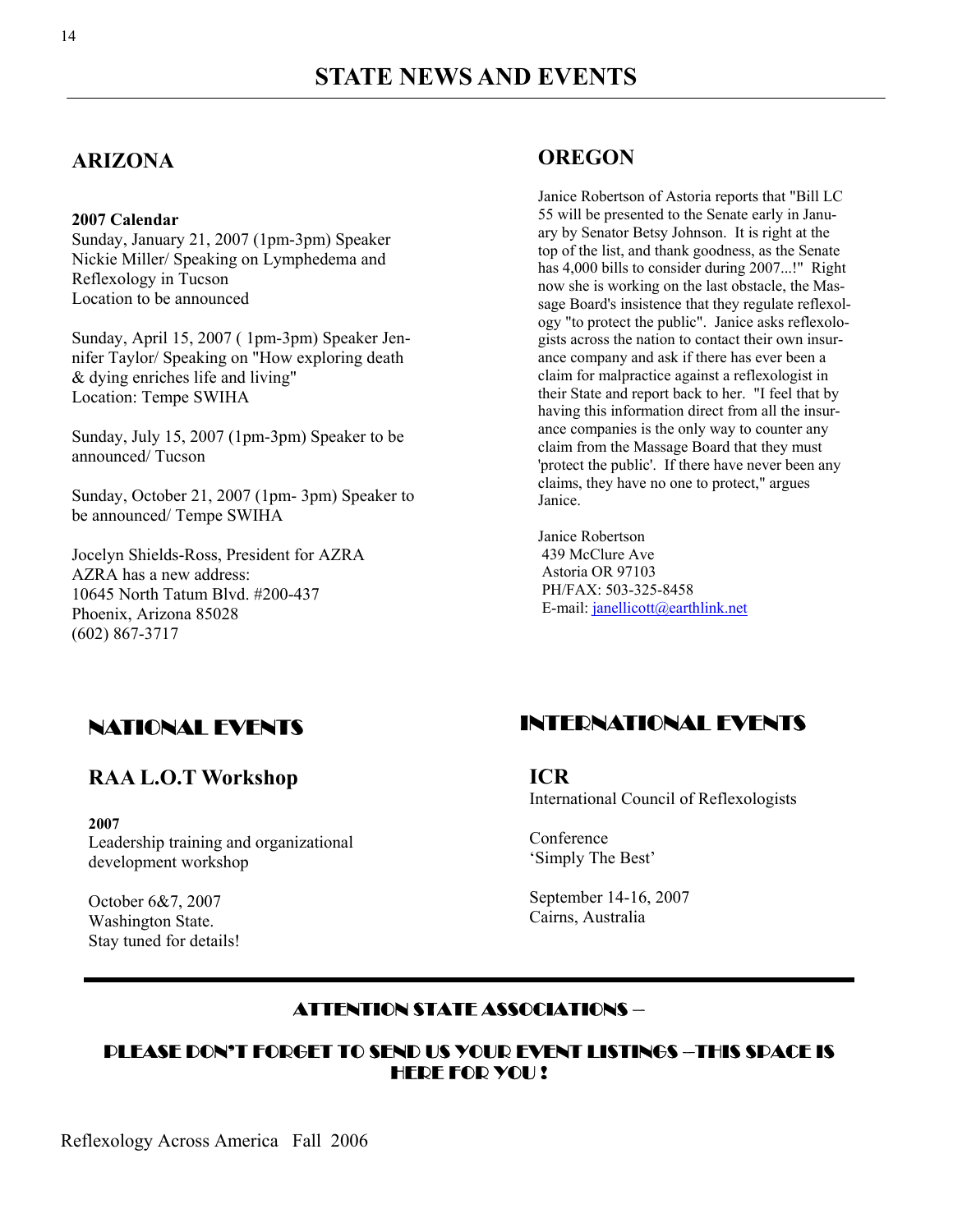# STATE NEWS AND EVENTS

## ARIZONA

**2007 Calendar**

Sunday, January 21, 2007 (1pm-3pm) Speaker Nickie Miller/ Speaking on Lymphedema and Reflexology in Tucson
Location to be announced

Sunday, April 15, 2007 ( 1pm-3pm) Speaker Jennifer Taylor/ Speaking on "How exploring death & dying enriches life and living"
Location: Tempe SWIHA

Sunday, July 15, 2007 (1pm-3pm) Speaker to be announced/ Tucson

Sunday, October 21, 2007 (1pm- 3pm) Speaker to be announced/ Tempe SWIHA

Jocelyn Shields-Ross, President for AZRA
AZRA has a new address:
10645 North Tatum Blvd. #200-437
Phoenix, Arizona 85028
(602) 867-3717

## OREGON

Janice Robertson of Astoria reports that "Bill LC 55 will be presented to the Senate early in January by Senator Betsy Johnson. It is right at the top of the list, and thank goodness, as the Senate has 4,000 bills to consider during 2007...!" Right now she is working on the last obstacle, the Massage Board's insistence that they regulate reflexology "to protect the public". Janice asks reflexologists across the nation to contact their own insurance company and ask if there has ever been a claim for malpractice against a reflexologist in their State and report back to her. "I feel that by having this information direct from all the insurance companies is the only way to counter any claim from the Massage Board that they must 'protect the public'. If there have never been any claims, they have no one to protect," argues Janice.

Janice Robertson
439 McClure Ave
Astoria OR 97103
PH/FAX: 503-325-8458
E-mail: janellicott@earthlink.net

## NATIONAL EVENTS

### RAA L.O.T Workshop

**2007**
Leadership training and organizational development workshop

October 6&7, 2007
Washington State.
Stay tuned for details!

## INTERNATIONAL EVENTS

### ICR

International Council of Reflexologists

Conference
'Simply The Best'

September 14-16, 2007
Cairns, Australia

---

**ATTENTION STATE ASSOCIATIONS –**

**PLEASE DON'T FORGET TO SEND US YOUR EVENT LISTINGS –THIS SPACE IS HERE FOR YOU !**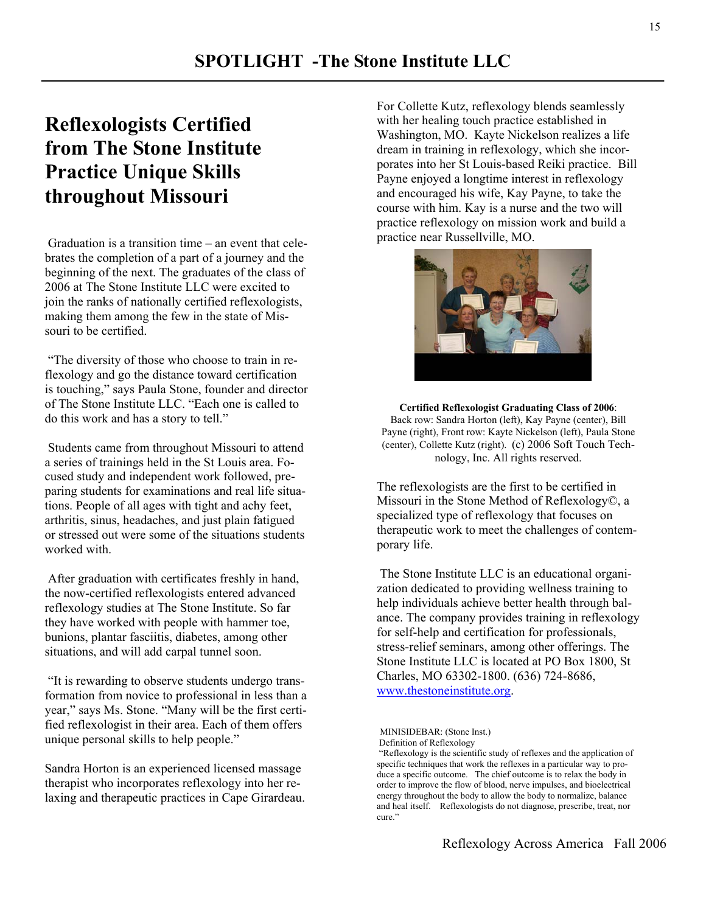# SPOTLIGHT -The Stone Institute LLC

## Reflexologists Certified from The Stone Institute Practice Unique Skills throughout Missouri

Graduation is a transition time – an event that celebrates the completion of a part of a journey and the beginning of the next. The graduates of the class of 2006 at The Stone Institute LLC were excited to join the ranks of nationally certified reflexologists, making them among the few in the state of Missouri to be certified.

"The diversity of those who choose to train in reflexology and go the distance toward certification is touching," says Paula Stone, founder and director of The Stone Institute LLC. "Each one is called to do this work and has a story to tell."

Students came from throughout Missouri to attend a series of trainings held in the St Louis area. Focused study and independent work followed, preparing students for examinations and real life situations. People of all ages with tight and achy feet, arthritis, sinus, headaches, and just plain fatigued or stressed out were some of the situations students worked with.

After graduation with certificates freshly in hand, the now-certified reflexologists entered advanced reflexology studies at The Stone Institute. So far they have worked with people with hammer toe, bunions, plantar fasciitis, diabetes, among other situations, and will add carpal tunnel soon.

"It is rewarding to observe students undergo transformation from novice to professional in less than a year," says Ms. Stone. "Many will be the first certified reflexologist in their area. Each of them offers unique personal skills to help people."

Sandra Horton is an experienced licensed massage therapist who incorporates reflexology into her relaxing and therapeutic practices in Cape Girardeau. For Collette Kutz, reflexology blends seamlessly with her healing touch practice established in Washington, MO. Kayte Nickelson realizes a life dream in training in reflexology, which she incorporates into her St Louis-based Reiki practice. Bill Payne enjoyed a longtime interest in reflexology and encouraged his wife, Kay Payne, to take the course with him. Kay is a nurse and the two will practice reflexology on mission work and build a practice near Russellville, MO.

**Certified Reflexologist Graduating Class of 2006**: Back row: Sandra Horton (left), Kay Payne (center), Bill Payne (right), Front row: Kayte Nickelson (left), Paula Stone (center), Collette Kutz (right). (c) 2006 Soft Touch Technology, Inc. All rights reserved.

The reflexologists are the first to be certified in Missouri in the Stone Method of Reflexology©, a specialized type of reflexology that focuses on therapeutic work to meet the challenges of contemporary life.

The Stone Institute LLC is an educational organization dedicated to providing wellness training to help individuals achieve better health through balance. The company provides training in reflexology for self-help and certification for professionals, stress-relief seminars, among other offerings. The Stone Institute LLC is located at PO Box 1800, St Charles, MO 63302-1800. (636) 724-8686, www.thestoneinstitute.org.

MINISIDEBAR: (Stone Inst.)
Definition of Reflexology
"Reflexology is the scientific study of reflexes and the application of specific techniques that work the reflexes in a particular way to produce a specific outcome. The chief outcome is to relax the body in order to improve the flow of blood, nerve impulses, and bioelectrical energy throughout the body to allow the body to normalize, balance and heal itself. Reflexologists do not diagnose, prescribe, treat, nor cure."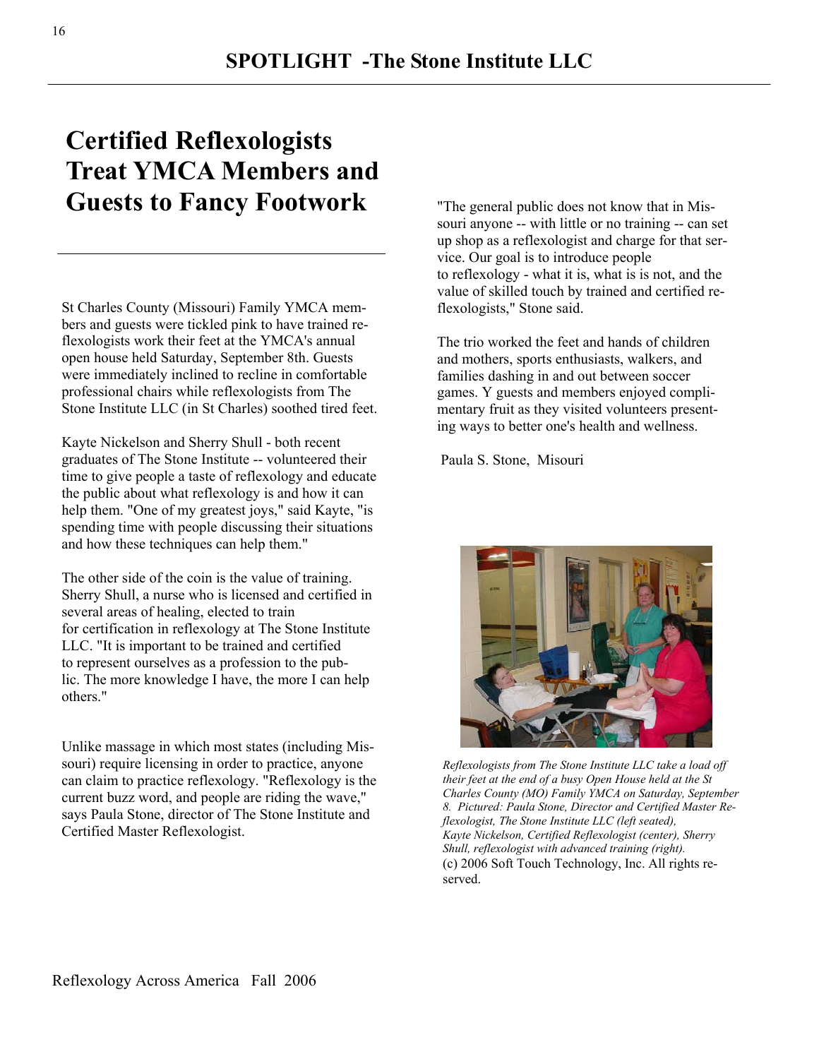## SPOTLIGHT -The Stone Institute LLC

# Certified Reflexologists Treat YMCA Members and Guests to Fancy Footwork

St Charles County (Missouri) Family YMCA members and guests were tickled pink to have trained reflexologists work their feet at the YMCA's annual open house held Saturday, September 8th. Guests were immediately inclined to recline in comfortable professional chairs while reflexologists from The Stone Institute LLC (in St Charles) soothed tired feet.

Kayte Nickelson and Sherry Shull - both recent graduates of The Stone Institute -- volunteered their time to give people a taste of reflexology and educate the public about what reflexology is and how it can help them. "One of my greatest joys," said Kayte, "is spending time with people discussing their situations and how these techniques can help them."

The other side of the coin is the value of training. Sherry Shull, a nurse who is licensed and certified in several areas of healing, elected to train for certification in reflexology at The Stone Institute LLC. "It is important to be trained and certified to represent ourselves as a profession to the public. The more knowledge I have, the more I can help others."

Unlike massage in which most states (including Missouri) require licensing in order to practice, anyone can claim to practice reflexology. "Reflexology is the current buzz word, and people are riding the wave," says Paula Stone, director of The Stone Institute and Certified Master Reflexologist.

"The general public does not know that in Missouri anyone -- with little or no training -- can set up shop as a reflexologist and charge for that service. Our goal is to introduce people to reflexology - what it is, what is is not, and the value of skilled touch by trained and certified reflexologists," Stone said.

The trio worked the feet and hands of children and mothers, sports enthusiasts, walkers, and families dashing in and out between soccer games. Y guests and members enjoyed complimentary fruit as they visited volunteers presenting ways to better one's health and wellness.

Paula S. Stone, Misouri

*Reflexologists from The Stone Institute LLC take a load off their feet at the end of a busy Open House held at the St Charles County (MO) Family YMCA on Saturday, September 8. Pictured: Paula Stone, Director and Certified Master Reflexologist, The Stone Institute LLC (left seated), Kayte Nickelson, Certified Reflexologist (center), Sherry Shull, reflexologist with advanced training (right).*
(c) 2006 Soft Touch Technology, Inc. All rights reserved.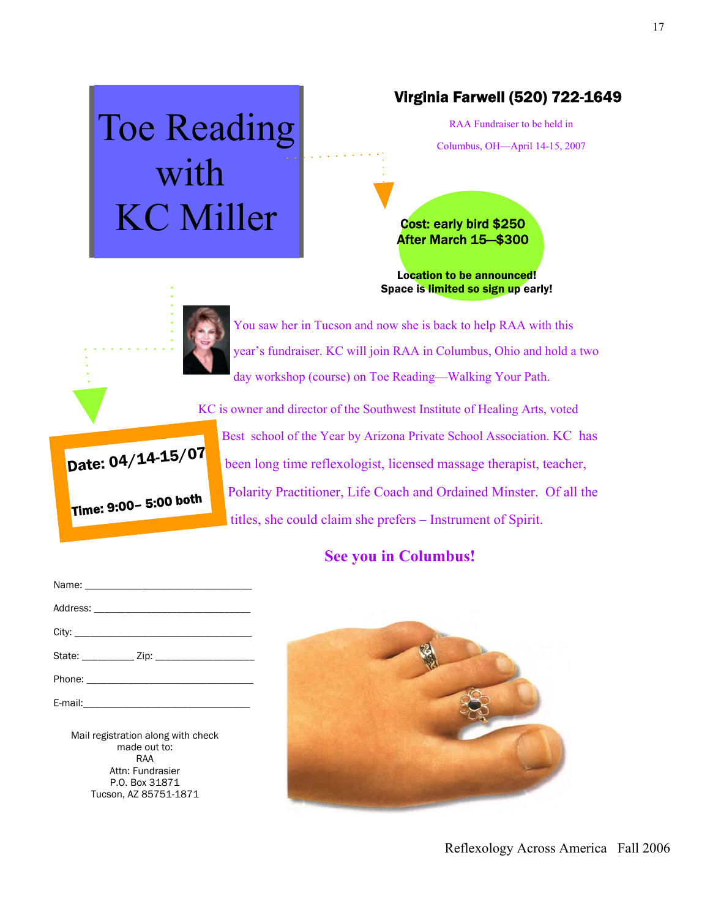# Toe Reading with KC Miller

**Virginia Farwell (520) 722-1649**

RAA Fundraiser to be held in

Columbus, OH—April 14-15, 2007

**Cost: early bird $250**
**After March 15—$300**

**Location to be announced!**
**Space is limited so sign up early!**

You saw her in Tucson and now she is back to help RAA with this year's fundraiser. KC will join RAA in Columbus, Ohio and hold a two day workshop (course) on Toe Reading—Walking Your Path.

**Date: 04/14-15/07**

**Time: 9:00– 5:00 both**

KC is owner and director of the Southwest Institute of Healing Arts, voted Best school of the Year by Arizona Private School Association. KC has been long time reflexologist, licensed massage therapist, teacher, Polarity Practitioner, Life Coach and Ordained Minster. Of all the titles, she could claim she prefers – Instrument of Spirit.

**See you in Columbus!**

Name: ______________________________

Address: ____________________________

City: ________________________________

State: _________ Zip: _________________

Phone: ______________________________

E-mail:______________________________

Mail registration along with check made out to:
RAA
Attn: Fundrasier
P.O. Box 31871
Tucson, AZ 85751-1871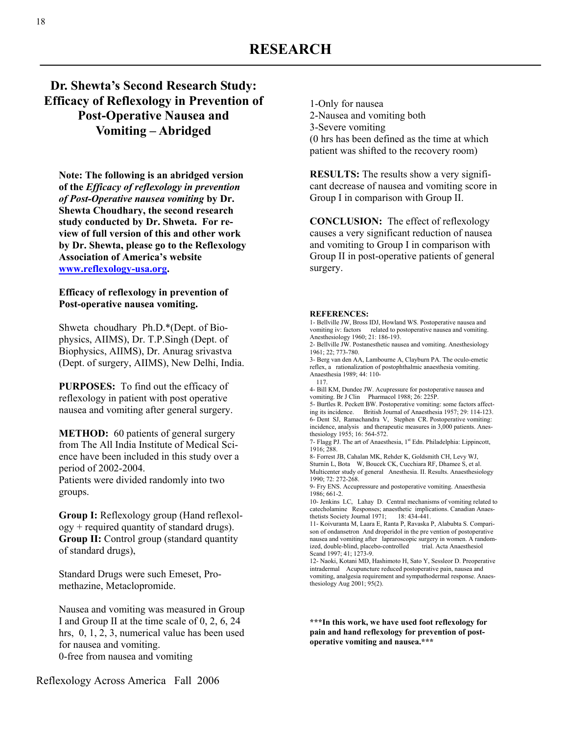# RESEARCH

## Dr. Shewta's Second Research Study: Efficacy of Reflexology in Prevention of Post-Operative Nausea and Vomiting – Abridged

**Note: The following is an abridged version of the *Efficacy of reflexology in prevention of Post-Operative nausea vomiting* by Dr. Shewta Choudhary, the second research study conducted by Dr. Shweta. For review of full version of this and other work by Dr. Shewta, please go to the Reflexology Association of America's website [www.reflexology-usa.org](http://www.reflexology-usa.org).**

**Efficacy of reflexology in prevention of Post-operative nausea vomiting.**

Shweta choudhary Ph.D.*(Dept. of Biophysics, AIIMS), Dr. T.P.Singh (Dept. of Biophysics, AIIMS), Dr. Anurag srivastva (Dept. of surgery, AIIMS), New Delhi, India.

**PURPOSES:** To find out the efficacy of reflexology in patient with post operative nausea and vomiting after general surgery.

**METHOD:** 60 patients of general surgery from The All India Institute of Medical Science have been included in this study over a period of 2002-2004.
Patients were divided randomly into two groups.

**Group I:** Reflexology group (Hand reflexology + required quantity of standard drugs).
**Group II:** Control group (standard quantity of standard drugs),

Standard Drugs were such Emeset, Promethazine, Metaclopromide.

Nausea and vomiting was measured in Group I and Group II at the time scale of 0, 2, 6, 24 hrs, 0, 1, 2, 3, numerical value has been used for nausea and vomiting.
0-free from nausea and vomiting
1-Only for nausea
2-Nausea and vomiting both
3-Severe vomiting
(0 hrs has been defined as the time at which patient was shifted to the recovery room)

**RESULTS:** The results show a very significant decrease of nausea and vomiting score in Group I in comparison with Group II.

**CONCLUSION:** The effect of reflexology causes a very significant reduction of nausea and vomiting to Group I in comparison with Group II in post-operative patients of general surgery.

**REFERENCES:**

1- Bellville JW, Bross IDJ, Howland WS. Postoperative nausea and vomiting iv: factors related to postoperative nausea and vomiting. Anesthesiology 1960; 21: 186-193.
2- Bellville JW. Postanesthetic nausea and vomiting. Anesthesiology 1961; 22; 773-780.
3- Berg van den AA, Lambourne A, Clayburn PA. The oculo-emetic reflex, a rationalization of postophthalmic anaesthesia vomiting. Anaesthesia 1989; 44: 110-117.
4- Bill KM, Dundee JW. Acupressure for postoperative nausea and vomiting. Br J Clin Pharmacol 1988; 26: 225P.
5- Burtles R. Peckett BW. Postoperative vomiting: some factors affecting its incidence. British Journal of Anaesthesia 1957; 29: 114-123.
6- Dent SJ, Ramachandra V, Stephen CR. Postoperative vomiting: incidence, analysis and therapeutic measures in 3,000 patients. Anesthesiology 1955; 16: 564-572.
7- Flagg PJ. The art of Anaesthesia, 1st Edn. Philadelphia: Lippincott, 1916; 288.
8- Forrest JB, Cahalan MK, Rehder K, Goldsmith CH, Levy WJ, Sturnin L, Bota W, Boucek CK, Cucchiara RF, Dhamee S, et al. Multicenter study of general Anesthesia. II. Results. Anaesthesiology 1990; 72: 272-268.
9- Fry ENS. Accupressure and postoperative vomiting. Anaesthesia 1986; 661-2.
10- Jenkins LC, Lahay D. Central mechanisms of vomiting related to catecholamine Responses; anaesthetic implications. Canadian Anaesthetists Society Journal 1971; 18: 434-441.
11- Koivuranta M, Laara E, Ranta P, Ravaska P, Alabubta S. Comparison of ondansetron And droperidol in the pre vention of postoperative nausea and vomiting after lapraroscopic surgery in women. A randomized, double-blind, placebo-controlled trial. Acta Anaesthesiol Scand 1997; 41; 1273-9.
12- Naoki, Kotani MD, Hashimoto H, Sato Y, Sessleor D. Preoperative intradermal Acupuncture reduced postoperative pain, nausea and vomiting, analgesia requirement and sympathodermal response. Anaesthesiology Aug 2001; 95(2).

**\*\*\*In this work, we have used foot reflexology for pain and hand reflexology for prevention of post-operative vomiting and nausea.\*\*\***

Reflexology Across America Fall 2006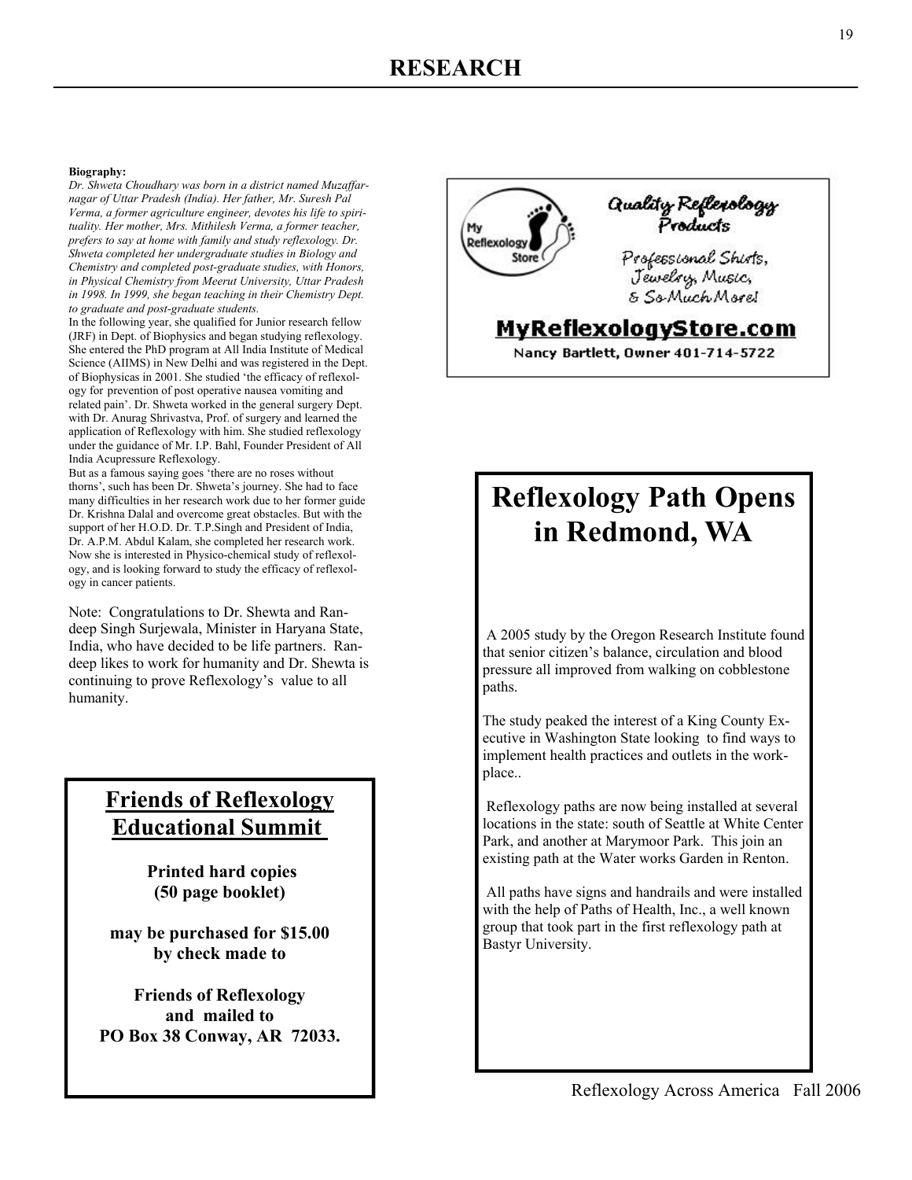# RESEARCH

**Biography:**

*Dr. Shweta Choudhary was born in a district named Muzaffarnagar of Uttar Pradesh (India). Her father, Mr. Suresh Pal Verma, a former agriculture engineer, devotes his life to spirituality. Her mother, Mrs. Mithilesh Verma, a former teacher, prefers to say at home with family and study reflexology. Dr. Shweta completed her undergraduate studies in Biology and Chemistry and completed post-graduate studies, with Honors, in Physical Chemistry from Meerut University, Uttar Pradesh in 1998. In 1999, she began teaching in their Chemistry Dept. to graduate and post-graduate students.*

In the following year, she qualified for Junior research fellow (JRF) in Dept. of Biophysics and began studying reflexology. She entered the PhD program at All India Institute of Medical Science (AIIMS) in New Delhi and was registered in the Dept. of Biophysicas in 2001. She studied 'the efficacy of reflexology for prevention of post operative nausea vomiting and related pain'. Dr. Shweta worked in the general surgery Dept. with Dr. Anurag Shrivastva, Prof. of surgery and learned the application of Reflexology with him. She studied reflexology under the guidance of Mr. I.P. Bahl, Founder President of All India Acupressure Reflexology.

But as a famous saying goes 'there are no roses without thorns', such has been Dr. Shweta's journey. She had to face many difficulties in her research work due to her former guide Dr. Krishna Dalal and overcome great obstacles. But with the support of her H.O.D. Dr. T.P.Singh and President of India, Dr. A.P.M. Abdul Kalam, she completed her research work. Now she is interested in Physico-chemical study of reflexology, and is looking forward to study the efficacy of reflexology in cancer patients.

Note: Congratulations to Dr. Shewta and Randeep Singh Surjewala, Minister in Haryana State, India, who have decided to be life partners. Randeep likes to work for humanity and Dr. Shewta is continuing to prove Reflexology's value to all humanity.

## Friends of Reflexology Educational Summit

**Printed hard copies (50 page booklet)**

**may be purchased for $15.00 by check made to**

**Friends of Reflexology and mailed to PO Box 38 Conway, AR 72033.**

My Reflexology Store

Quality Reflexology Products

Professional Shirts, Jewelry, Music, & So Much More!

**MyReflexologyStore.com**

Nancy Bartlett, Owner 401-714-5722

## Reflexology Path Opens in Redmond, WA

A 2005 study by the Oregon Research Institute found that senior citizen's balance, circulation and blood pressure all improved from walking on cobblestone paths.

The study peaked the interest of a King County Executive in Washington State looking to find ways to implement health practices and outlets in the workplace..

Reflexology paths are now being installed at several locations in the state: south of Seattle at White Center Park, and another at Marymoor Park. This join an existing path at the Water works Garden in Renton.

All paths have signs and handrails and were installed with the help of Paths of Health, Inc., a well known group that took part in the first reflexology path at Bastyr University.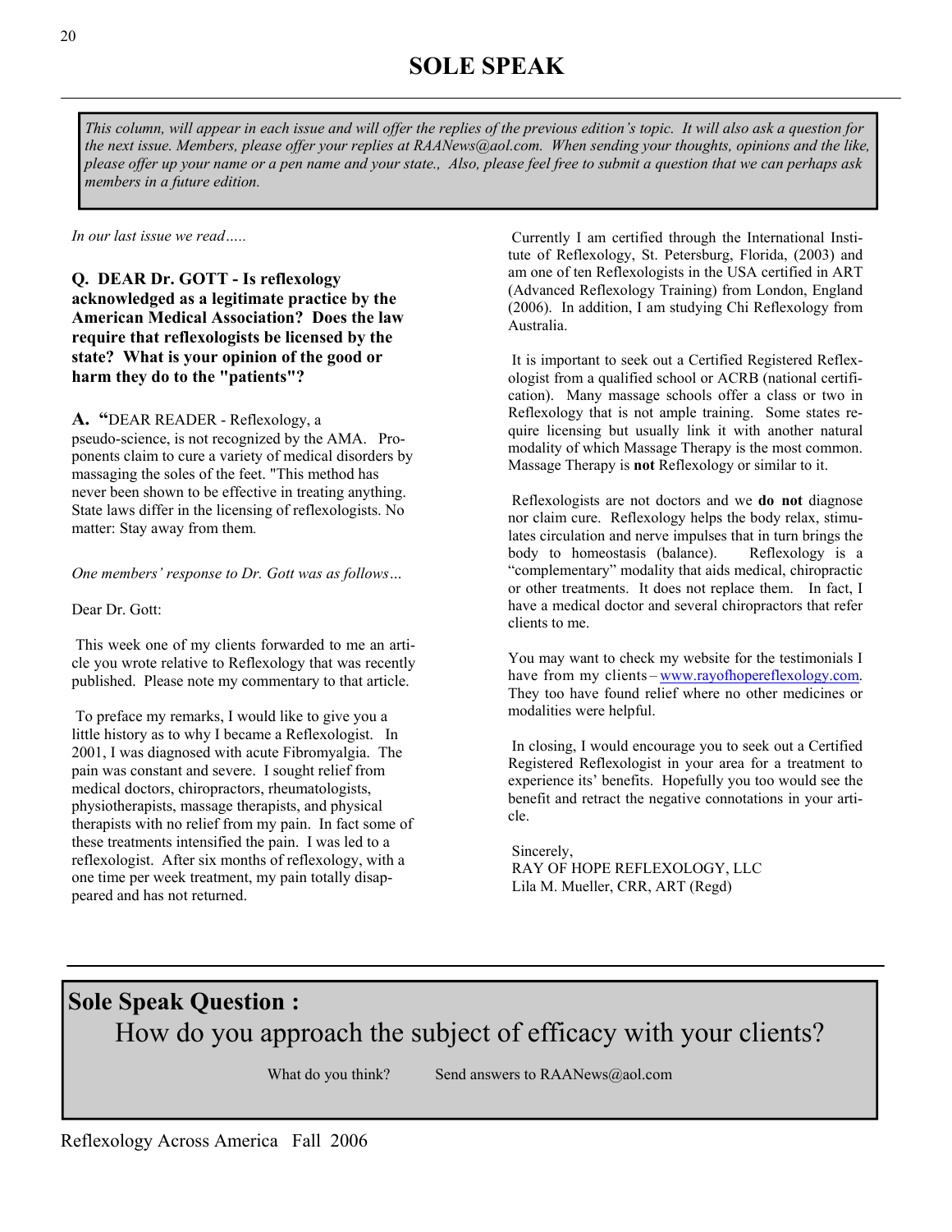# SOLE SPEAK

*This column, will appear in each issue and will offer the replies of the previous edition's topic. It will also ask a question for the next issue. Members, please offer your replies at RAANews@aol.com. When sending your thoughts, opinions and the like, please offer up your name or a pen name and your state., Also, please feel free to submit a question that we can perhaps ask members in a future edition.*

*In our last issue we read…..*

**Q. DEAR Dr. GOTT - Is reflexology acknowledged as a legitimate practice by the American Medical Association? Does the law require that reflexologists be licensed by the state? What is your opinion of the good or harm they do to the "patients"?**

**A. "**DEAR READER - Reflexology, a pseudo-science, is not recognized by the AMA. Proponents claim to cure a variety of medical disorders by massaging the soles of the feet. "This method has never been shown to be effective in treating anything. State laws differ in the licensing of reflexologists. No matter: Stay away from them.

*One members' response to Dr. Gott was as follows…*

Dear Dr. Gott:

This week one of my clients forwarded to me an article you wrote relative to Reflexology that was recently published. Please note my commentary to that article.

To preface my remarks, I would like to give you a little history as to why I became a Reflexologist. In 2001, I was diagnosed with acute Fibromyalgia. The pain was constant and severe. I sought relief from medical doctors, chiropractors, rheumatologists, physiotherapists, massage therapists, and physical therapists with no relief from my pain. In fact some of these treatments intensified the pain. I was led to a reflexologist. After six months of reflexology, with a one time per week treatment, my pain totally disappeared and has not returned.

Currently I am certified through the International Institute of Reflexology, St. Petersburg, Florida, (2003) and am one of ten Reflexologists in the USA certified in ART (Advanced Reflexology Training) from London, England (2006). In addition, I am studying Chi Reflexology from Australia.

It is important to seek out a Certified Registered Reflexologist from a qualified school or ACRB (national certification). Many massage schools offer a class or two in Reflexology that is not ample training. Some states require licensing but usually link it with another natural modality of which Massage Therapy is the most common. Massage Therapy is **not** Reflexology or similar to it.

Reflexologists are not doctors and we **do not** diagnose nor claim cure. Reflexology helps the body relax, stimulates circulation and nerve impulses that in turn brings the body to homeostasis (balance). Reflexology is a "complementary" modality that aids medical, chiropractic or other treatments. It does not replace them. In fact, I have a medical doctor and several chiropractors that refer clients to me.

You may want to check my website for the testimonials I have from my clients – www.rayofhopereflexology.com. They too have found relief where no other medicines or modalities were helpful.

In closing, I would encourage you to seek out a Certified Registered Reflexologist in your area for a treatment to experience its' benefits. Hopefully you too would see the benefit and retract the negative connotations in your article.

Sincerely,
RAY OF HOPE REFLEXOLOGY, LLC
Lila M. Mueller, CRR, ART (Regd)

## Sole Speak Question :

How do you approach the subject of efficacy with your clients?

What do you think? Send answers to RAANews@aol.com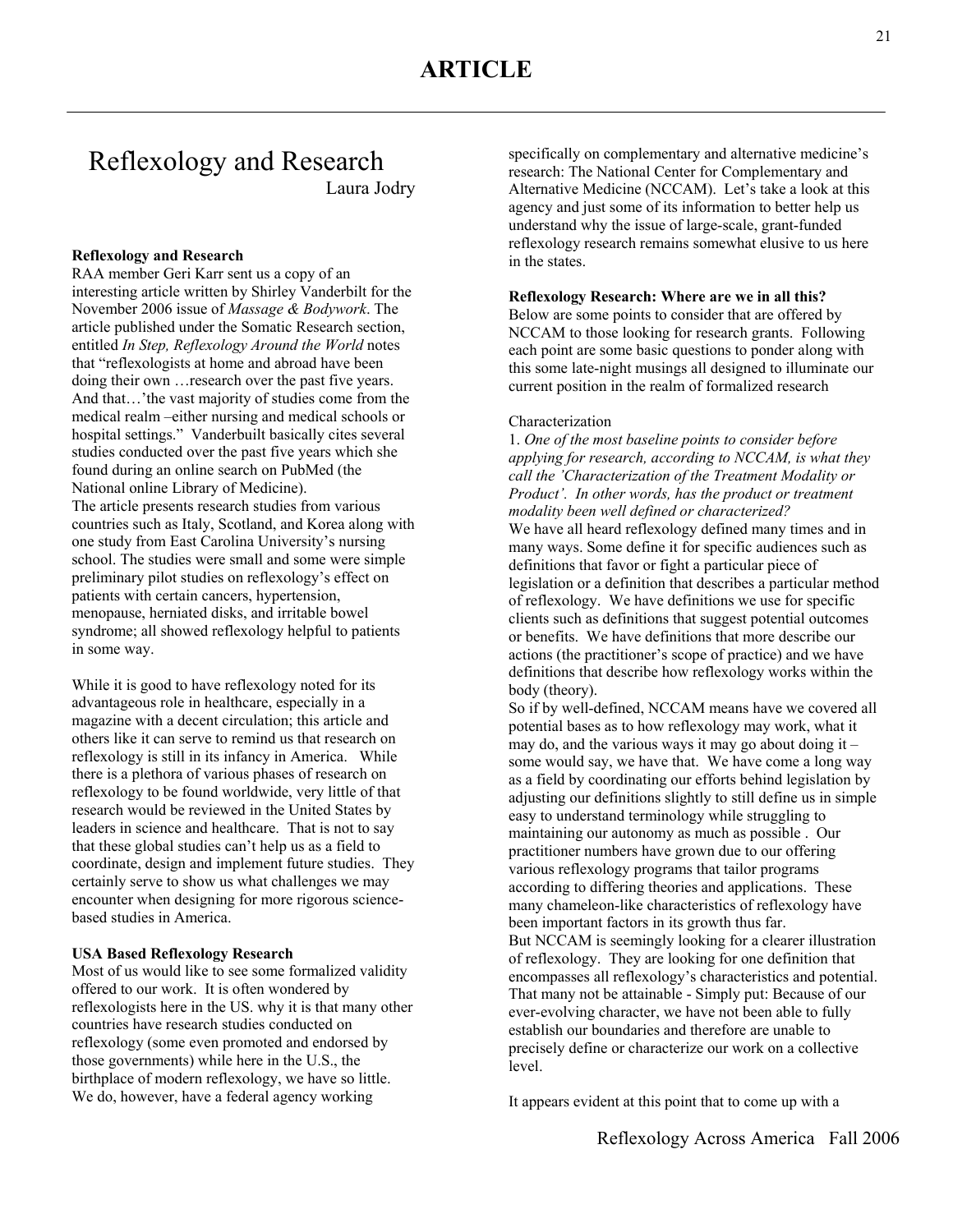# ARTICLE

## Reflexology and Research

Laura Jodry

**Reflexology and Research**

RAA member Geri Karr sent us a copy of an interesting article written by Shirley Vanderbilt for the November 2006 issue of *Massage & Bodywork*. The article published under the Somatic Research section, entitled *In Step, Reflexology Around the World* notes that "reflexologists at home and abroad have been doing their own …research over the past five years. And that…'the vast majority of studies come from the medical realm –either nursing and medical schools or hospital settings." Vanderbuilt basically cites several studies conducted over the past five years which she found during an online search on PubMed (the National online Library of Medicine).

The article presents research studies from various countries such as Italy, Scotland, and Korea along with one study from East Carolina University's nursing school. The studies were small and some were simple preliminary pilot studies on reflexology's effect on patients with certain cancers, hypertension, menopause, herniated disks, and irritable bowel syndrome; all showed reflexology helpful to patients in some way.

While it is good to have reflexology noted for its advantageous role in healthcare, especially in a magazine with a decent circulation; this article and others like it can serve to remind us that research on reflexology is still in its infancy in America. While there is a plethora of various phases of research on reflexology to be found worldwide, very little of that research would be reviewed in the United States by leaders in science and healthcare. That is not to say that these global studies can't help us as a field to coordinate, design and implement future studies. They certainly serve to show us what challenges we may encounter when designing for more rigorous science-based studies in America.

**USA Based Reflexology Research**

Most of us would like to see some formalized validity offered to our work. It is often wondered by reflexologists here in the US. why it is that many other countries have research studies conducted on reflexology (some even promoted and endorsed by those governments) while here in the U.S., the birthplace of modern reflexology, we have so little. We do, however, have a federal agency working specifically on complementary and alternative medicine's research: The National Center for Complementary and Alternative Medicine (NCCAM). Let's take a look at this agency and just some of its information to better help us understand why the issue of large-scale, grant-funded reflexology research remains somewhat elusive to us here in the states.

**Reflexology Research: Where are we in all this?**

Below are some points to consider that are offered by NCCAM to those looking for research grants. Following each point are some basic questions to ponder along with this some late-night musings all designed to illuminate our current position in the realm of formalized research

Characterization

1. *One of the most baseline points to consider before applying for research, according to NCCAM, is what they call the 'Characterization of the Treatment Modality or Product'. In other words, has the product or treatment modality been well defined or characterized?*

We have all heard reflexology defined many times and in many ways. Some define it for specific audiences such as definitions that favor or fight a particular piece of legislation or a definition that describes a particular method of reflexology. We have definitions we use for specific clients such as definitions that suggest potential outcomes or benefits. We have definitions that more describe our actions (the practitioner's scope of practice) and we have definitions that describe how reflexology works within the body (theory).

So if by well-defined, NCCAM means have we covered all potential bases as to how reflexology may work, what it may do, and the various ways it may go about doing it – some would say, we have that. We have come a long way as a field by coordinating our efforts behind legislation by adjusting our definitions slightly to still define us in simple easy to understand terminology while struggling to maintaining our autonomy as much as possible . Our practitioner numbers have grown due to our offering various reflexology programs that tailor programs according to differing theories and applications. These many chameleon-like characteristics of reflexology have been important factors in its growth thus far.

But NCCAM is seemingly looking for a clearer illustration of reflexology. They are looking for one definition that encompasses all reflexology's characteristics and potential. That many not be attainable - Simply put: Because of our ever-evolving character, we have not been able to fully establish our boundaries and therefore are unable to precisely define or characterize our work on a collective level.

It appears evident at this point that to come up with a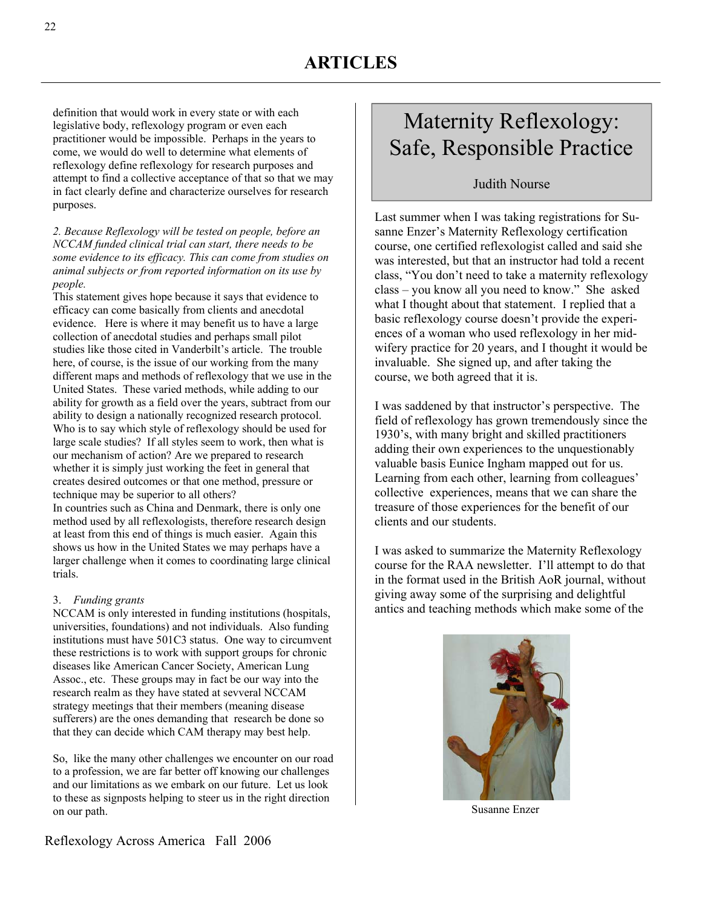definition that would work in every state or with each legislative body, reflexology program or even each practitioner would be impossible. Perhaps in the years to come, we would do well to determine what elements of reflexology define reflexology for research purposes and attempt to find a collective acceptance of that so that we may in fact clearly define and characterize ourselves for research purposes.

*2. Because Reflexology will be tested on people, before an NCCAM funded clinical trial can start, there needs to be some evidence to its efficacy. This can come from studies on animal subjects or from reported information on its use by people.*

This statement gives hope because it says that evidence to efficacy can come basically from clients and anecdotal evidence. Here is where it may benefit us to have a large collection of anecdotal studies and perhaps small pilot studies like those cited in Vanderbilt's article. The trouble here, of course, is the issue of our working from the many different maps and methods of reflexology that we use in the United States. These varied methods, while adding to our ability for growth as a field over the years, subtract from our ability to design a nationally recognized research protocol. Who is to say which style of reflexology should be used for large scale studies? If all styles seem to work, then what is our mechanism of action? Are we prepared to research whether it is simply just working the feet in general that creates desired outcomes or that one method, pressure or technique may be superior to all others?

In countries such as China and Denmark, there is only one method used by all reflexologists, therefore research design at least from this end of things is much easier. Again this shows us how in the United States we may perhaps have a larger challenge when it comes to coordinating large clinical trials.

3. *Funding grants*

NCCAM is only interested in funding institutions (hospitals, universities, foundations) and not individuals. Also funding institutions must have 501C3 status. One way to circumvent these restrictions is to work with support groups for chronic diseases like American Cancer Society, American Lung Assoc., etc. These groups may in fact be our way into the research realm as they have stated at sevveral NCCAM strategy meetings that their members (meaning disease sufferers) are the ones demanding that research be done so that they can decide which CAM therapy may best help.

So, like the many other challenges we encounter on our road to a profession, we are far better off knowing our challenges and our limitations as we embark on our future. Let us look to these as signposts helping to steer us in the right direction on our path.

# Maternity Reflexology: Safe, Responsible Practice

Judith Nourse

Last summer when I was taking registrations for Susanne Enzer's Maternity Reflexology certification course, one certified reflexologist called and said she was interested, but that an instructor had told a recent class, "You don't need to take a maternity reflexology class – you know all you need to know." She asked what I thought about that statement. I replied that a basic reflexology course doesn't provide the experiences of a woman who used reflexology in her midwifery practice for 20 years, and I thought it would be invaluable. She signed up, and after taking the course, we both agreed that it is.

I was saddened by that instructor's perspective. The field of reflexology has grown tremendously since the 1930's, with many bright and skilled practitioners adding their own experiences to the unquestionably valuable basis Eunice Ingham mapped out for us. Learning from each other, learning from colleagues' collective experiences, means that we can share the treasure of those experiences for the benefit of our clients and our students.

I was asked to summarize the Maternity Reflexology course for the RAA newsletter. I'll attempt to do that in the format used in the British AoR journal, without giving away some of the surprising and delightful antics and teaching methods which make some of the

Susanne Enzer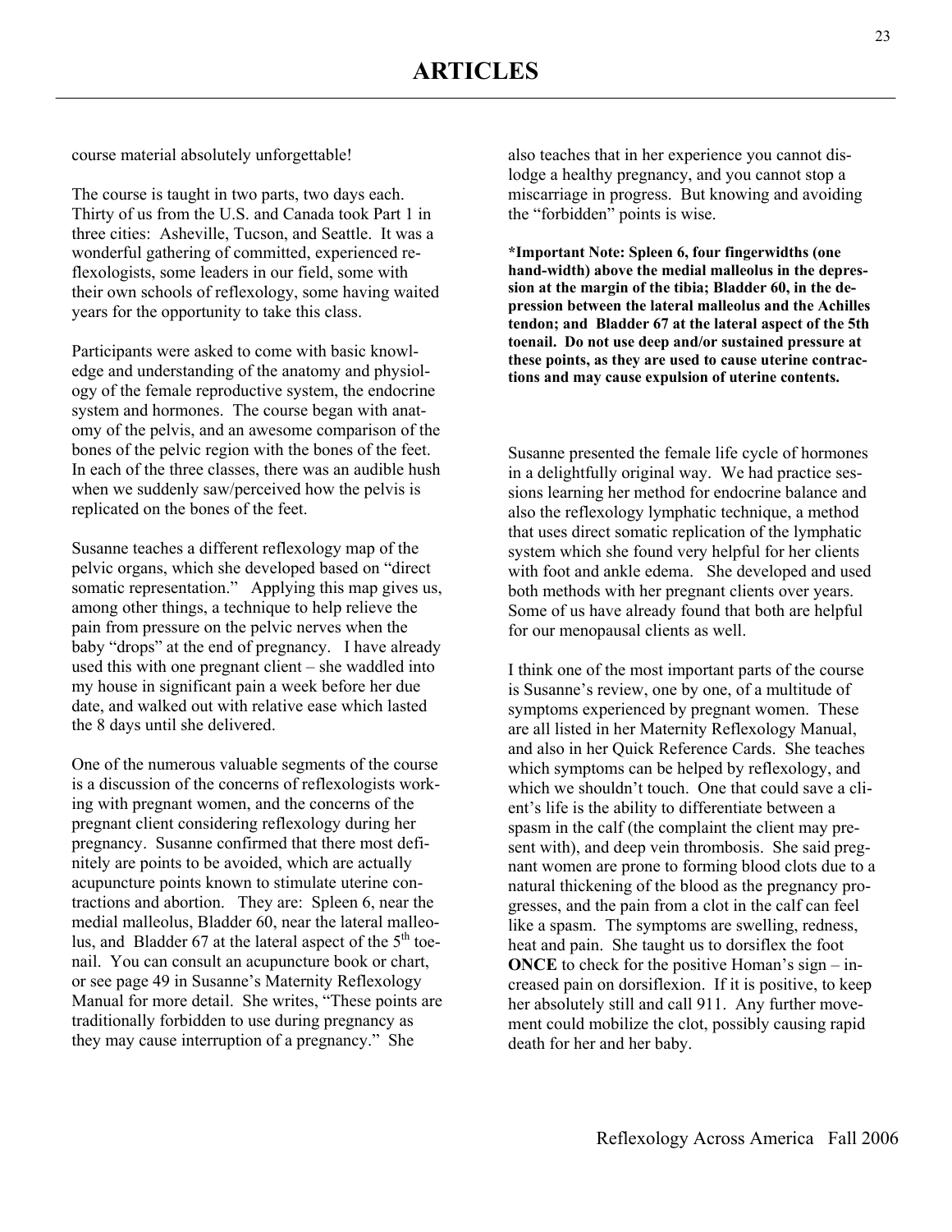# ARTICLES

course material absolutely unforgettable!

The course is taught in two parts, two days each. Thirty of us from the U.S. and Canada took Part 1 in three cities: Asheville, Tucson, and Seattle. It was a wonderful gathering of committed, experienced reflexologists, some leaders in our field, some with their own schools of reflexology, some having waited years for the opportunity to take this class.

Participants were asked to come with basic knowledge and understanding of the anatomy and physiology of the female reproductive system, the endocrine system and hormones. The course began with anatomy of the pelvis, and an awesome comparison of the bones of the pelvic region with the bones of the feet. In each of the three classes, there was an audible hush when we suddenly saw/perceived how the pelvis is replicated on the bones of the feet.

Susanne teaches a different reflexology map of the pelvic organs, which she developed based on "direct somatic representation." Applying this map gives us, among other things, a technique to help relieve the pain from pressure on the pelvic nerves when the baby "drops" at the end of pregnancy. I have already used this with one pregnant client – she waddled into my house in significant pain a week before her due date, and walked out with relative ease which lasted the 8 days until she delivered.

One of the numerous valuable segments of the course is a discussion of the concerns of reflexologists working with pregnant women, and the concerns of the pregnant client considering reflexology during her pregnancy. Susanne confirmed that there most definitely are points to be avoided, which are actually acupuncture points known to stimulate uterine contractions and abortion. They are: Spleen 6, near the medial malleolus, Bladder 60, near the lateral malleolus, and Bladder 67 at the lateral aspect of the 5th toenail. You can consult an acupuncture book or chart, or see page 49 in Susanne's Maternity Reflexology Manual for more detail. She writes, "These points are traditionally forbidden to use during pregnancy as they may cause interruption of a pregnancy." She also teaches that in her experience you cannot dislodge a healthy pregnancy, and you cannot stop a miscarriage in progress. But knowing and avoiding the "forbidden" points is wise.

**\*Important Note: Spleen 6, four fingerwidths (one hand-width) above the medial malleolus in the depression at the margin of the tibia; Bladder 60, in the depression between the lateral malleolus and the Achilles tendon; and Bladder 67 at the lateral aspect of the 5th toenail. Do not use deep and/or sustained pressure at these points, as they are used to cause uterine contractions and may cause expulsion of uterine contents.**

Susanne presented the female life cycle of hormones in a delightfully original way. We had practice sessions learning her method for endocrine balance and also the reflexology lymphatic technique, a method that uses direct somatic replication of the lymphatic system which she found very helpful for her clients with foot and ankle edema. She developed and used both methods with her pregnant clients over years. Some of us have already found that both are helpful for our menopausal clients as well.

I think one of the most important parts of the course is Susanne's review, one by one, of a multitude of symptoms experienced by pregnant women. These are all listed in her Maternity Reflexology Manual, and also in her Quick Reference Cards. She teaches which symptoms can be helped by reflexology, and which we shouldn't touch. One that could save a client's life is the ability to differentiate between a spasm in the calf (the complaint the client may present with), and deep vein thrombosis. She said pregnant women are prone to forming blood clots due to a natural thickening of the blood as the pregnancy progresses, and the pain from a clot in the calf can feel like a spasm. The symptoms are swelling, redness, heat and pain. She taught us to dorsiflex the foot **ONCE** to check for the positive Homan's sign – increased pain on dorsiflexion. If it is positive, to keep her absolutely still and call 911. Any further movement could mobilize the clot, possibly causing rapid death for her and her baby.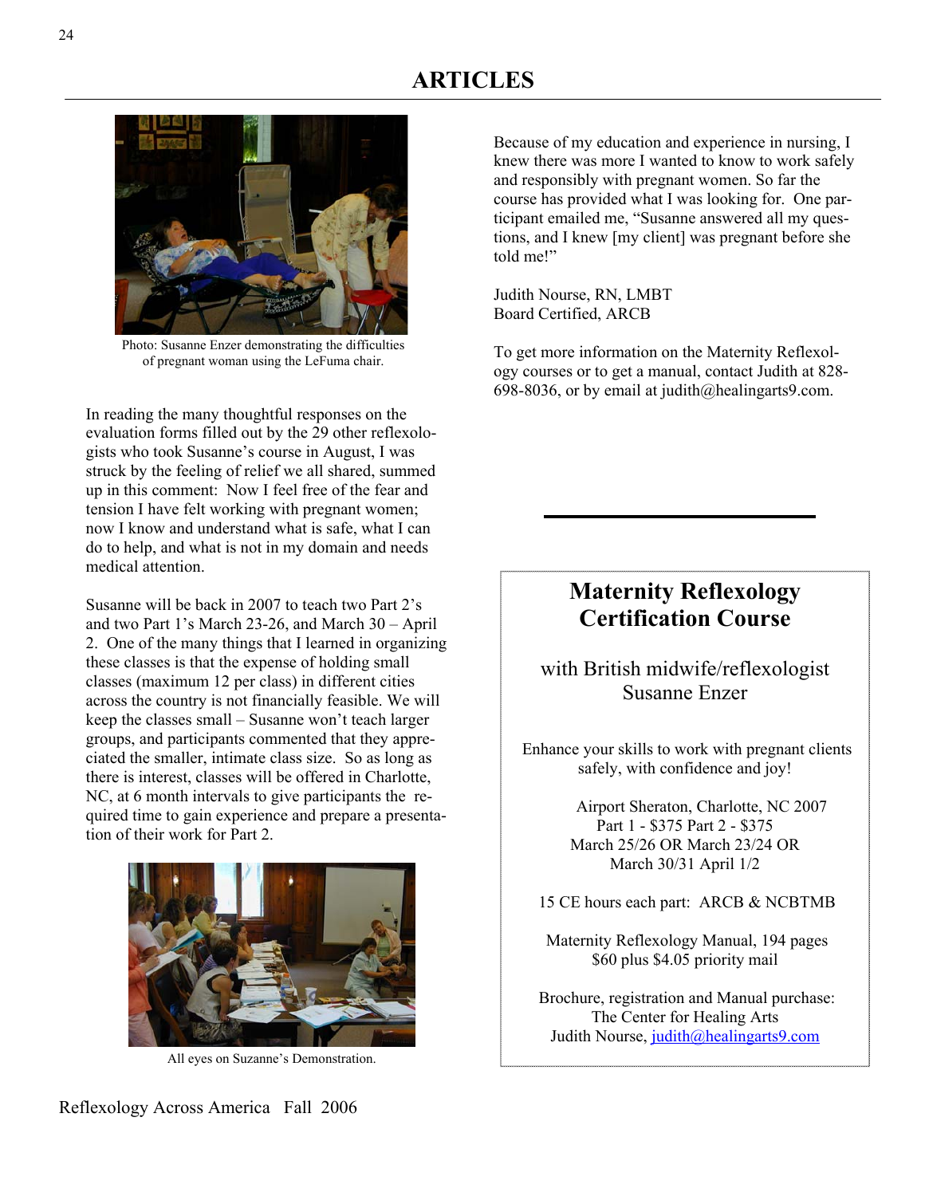# ARTICLES

Photo: Susanne Enzer demonstrating the difficulties of pregnant woman using the LeFuma chair.

In reading the many thoughtful responses on the evaluation forms filled out by the 29 other reflexologists who took Susanne's course in August, I was struck by the feeling of relief we all shared, summed up in this comment: Now I feel free of the fear and tension I have felt working with pregnant women; now I know and understand what is safe, what I can do to help, and what is not in my domain and needs medical attention.

Susanne will be back in 2007 to teach two Part 2's and two Part 1's March 23-26, and March 30 – April 2. One of the many things that I learned in organizing these classes is that the expense of holding small classes (maximum 12 per class) in different cities across the country is not financially feasible. We will keep the classes small – Susanne won't teach larger groups, and participants commented that they appreciated the smaller, intimate class size. So as long as there is interest, classes will be offered in Charlotte, NC, at 6 month intervals to give participants the required time to gain experience and prepare a presentation of their work for Part 2.

All eyes on Suzanne's Demonstration.

Because of my education and experience in nursing, I knew there was more I wanted to know to work safely and responsibly with pregnant women. So far the course has provided what I was looking for. One participant emailed me, "Susanne answered all my questions, and I knew [my client] was pregnant before she told me!"

Judith Nourse, RN, LMBT
Board Certified, ARCB

To get more information on the Maternity Reflexology courses or to get a manual, contact Judith at 828-698-8036, or by email at judith@healingarts9.com.

---

## Maternity Reflexology Certification Course

with British midwife/reflexologist
Susanne Enzer

Enhance your skills to work with pregnant clients safely, with confidence and joy!

Airport Sheraton, Charlotte, NC 2007
Part 1 - $375 Part 2 - $375
March 25/26 OR March 23/24 OR
March 30/31 April 1/2

15 CE hours each part: ARCB & NCBTMB

Maternity Reflexology Manual, 194 pages
$60 plus $4.05 priority mail

Brochure, registration and Manual purchase:
The Center for Healing Arts
Judith Nourse, judith@healingarts9.com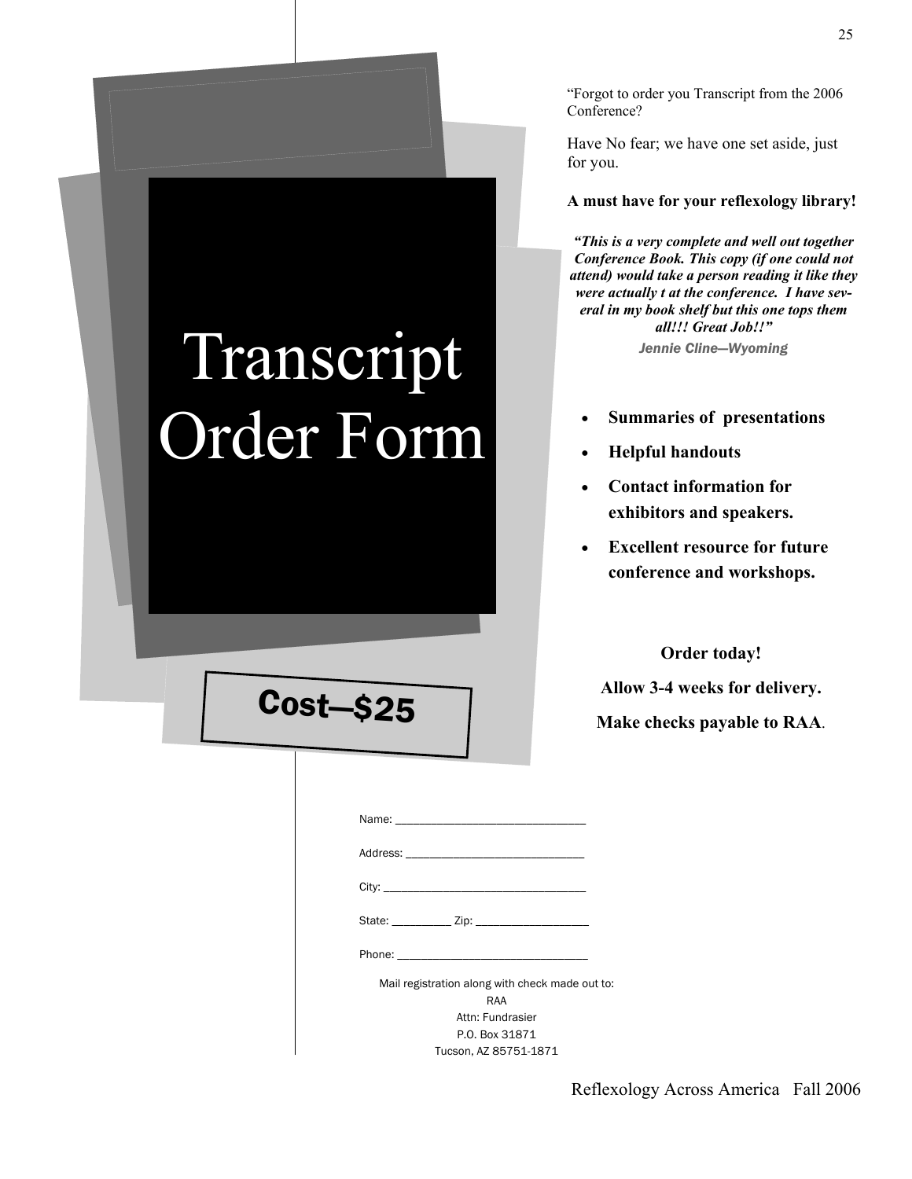# Transcript Order Form

**Cost—$25**

"Forgot to order you Transcript from the 2006 Conference?

Have No fear; we have one set aside, just for you.

**A must have for your reflexology library!**

***"This is a very complete and well out together Conference Book. This copy (if one could not attend) would take a person reading it like they were actually t at the conference. I have several in my book shelf but this one tops them all!!! Great Job!!"***

*Jennie Cline—Wyoming*

- **Summaries of presentations**
- **Helpful handouts**
- **Contact information for exhibitors and speakers.**
- **Excellent resource for future conference and workshops.**

**Order today!**

**Allow 3-4 weeks for delivery.**

**Make checks payable to RAA**.

Name: ______________________________

Address: ____________________________

City: _______________________________

State: _________ Zip: _________________

Phone: ______________________________

Mail registration along with check made out to:
RAA
Attn: Fundrasier
P.O. Box 31871
Tucson, AZ 85751-1871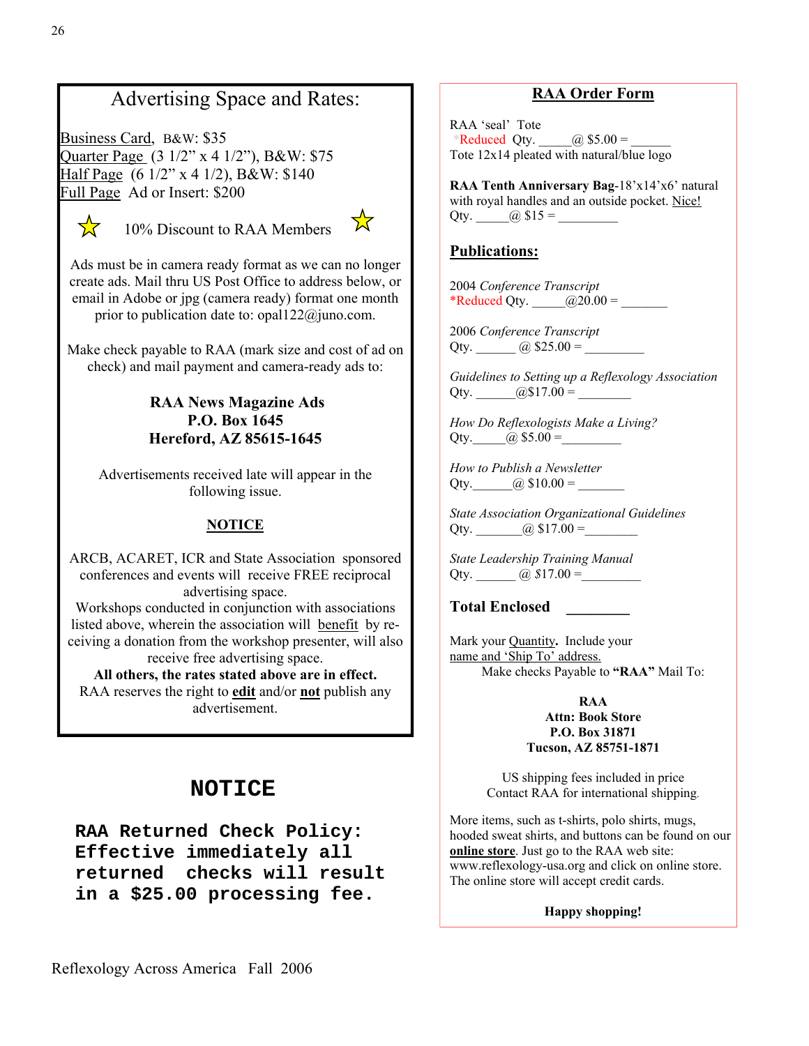## Advertising Space and Rates:

Business Card, B&W: $35
Quarter Page (3 1/2" x 4 1/2"), B&W: $75
Half Page (6 1/2" x 4 1/2), B&W: $140
Full Page Ad or Insert: $200

☆ 10% Discount to RAA Members ☆

Ads must be in camera ready format as we can no longer create ads. Mail thru US Post Office to address below, or email in Adobe or jpg (camera ready) format one month prior to publication date to: opal122@juno.com.

Make check payable to RAA (mark size and cost of ad on check) and mail payment and camera-ready ads to:

**RAA News Magazine Ads**
**P.O. Box 1645**
**Hereford, AZ 85615-1645**

Advertisements received late will appear in the following issue.

### NOTICE

ARCB, ACARET, ICR and State Association sponsored conferences and events will receive FREE reciprocal advertising space.
Workshops conducted in conjunction with associations listed above, wherein the association will benefit by receiving a donation from the workshop presenter, will also receive free advertising space.
**All others, the rates stated above are in effect.**
RAA reserves the right to **edit** and/or **not** publish any advertisement.

## NOTICE

**RAA Returned Check Policy: Effective immediately all returned checks will result in a $25.00 processing fee.**

## RAA Order Form

RAA 'seal' Tote
*Reduced Qty. _____@ $5.00 = ______
Tote 12x14 pleated with natural/blue logo

**RAA Tenth Anniversary Bag**-18'x14'x6' natural with royal handles and an outside pocket. Nice!
Qty. _____@ $15 = _________

### Publications:

2004 *Conference Transcript*
*Reduced Qty. _____@20.00 = _______

2006 *Conference Transcript*
Qty. ______ @ $25.00 = _________

*Guidelines to Setting up a Reflexology Association*
Qty. ______@$17.00 = ________

*How Do Reflexologists Make a Living?*
Qty._____@ $5.00 =_________

*How to Publish a Newsletter*
Qty.______@ $10.00 = _______

*State Association Organizational Guidelines*
Qty. _______@ $17.00 =________

*State Leadership Training Manual*
Qty. ______ @ $17.00 =_________

**Total Enclosed** ________

Mark your Quantity**.** Include your name and 'Ship To' address.
Make checks Payable to **"RAA"** Mail To:

**RAA**
**Attn: Book Store**
**P.O. Box 31871**
**Tucson, AZ 85751-1871**

US shipping fees included in price
Contact RAA for international shipping.

More items, such as t-shirts, polo shirts, mugs, hooded sweat shirts, and buttons can be found on our **online store**. Just go to the RAA web site: www.reflexology-usa.org and click on online store. The online store will accept credit cards.

**Happy shopping!**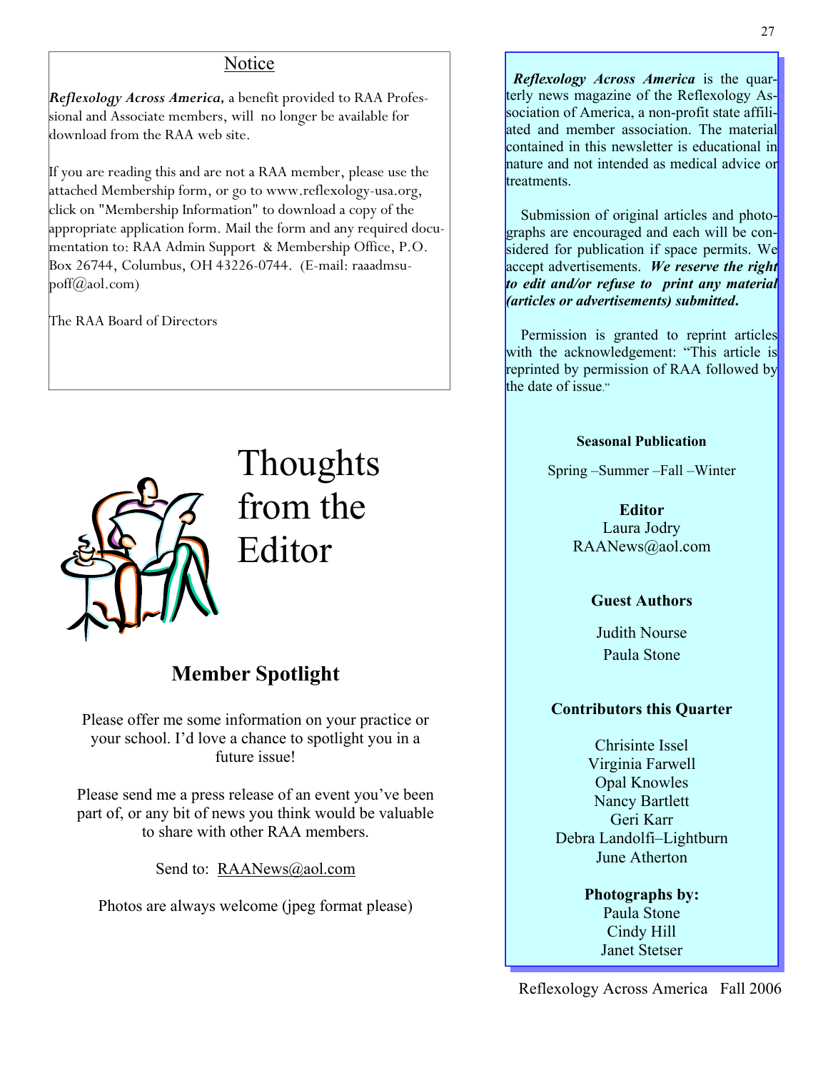## Notice

*Reflexology Across America,* a benefit provided to RAA Professional and Associate members, will no longer be available for download from the RAA web site.

If you are reading this and are not a RAA member, please use the attached Membership form, or go to www.reflexology-usa.org, click on "Membership Information" to download a copy of the appropriate application form. Mail the form and any required documentation to: RAA Admin Support & Membership Office, P.O. Box 26744, Columbus, OH 43226-0744. (E-mail: raaadmsupoff@aol.com)

The RAA Board of Directors

# Thoughts from the Editor

## Member Spotlight

Please offer me some information on your practice or your school. I'd love a chance to spotlight you in a future issue!

Please send me a press release of an event you've been part of, or any bit of news you think would be valuable to share with other RAA members.

Send to: RAANews@aol.com

Photos are always welcome (jpeg format please)

***Reflexology Across America*** is the quarterly news magazine of the Reflexology Association of America, a non-profit state affiliated and member association. The material contained in this newsletter is educational in nature and not intended as medical advice or treatments.

Submission of original articles and photographs are encouraged and each will be considered for publication if space permits. We accept advertisements. ***We reserve the right to edit and/or refuse to print any material (articles or advertisements) submitted.***

Permission is granted to reprint articles with the acknowledgement: "This article is reprinted by permission of RAA followed by the date of issue."

**Seasonal Publication**

Spring –Summer –Fall –Winter

**Editor**
Laura Jodry
RAANews@aol.com

**Guest Authors**

Judith Nourse
Paula Stone

**Contributors this Quarter**

Chrisinte Issel
Virginia Farwell
Opal Knowles
Nancy Bartlett
Geri Karr
Debra Landolfi–Lightburn
June Atherton

**Photographs by:**
Paula Stone
Cindy Hill
Janet Stetser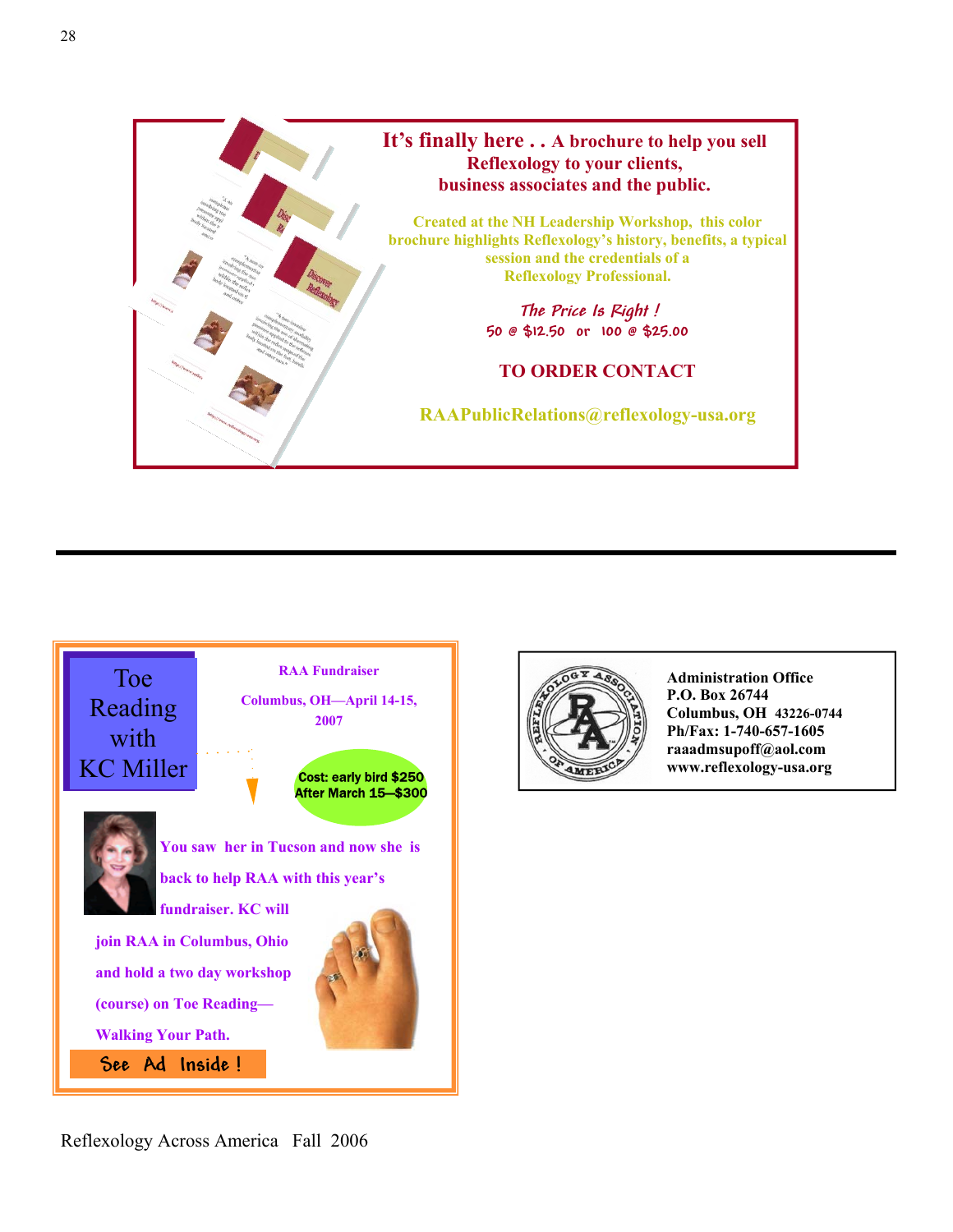**It's finally here . . A brochure to help you sell Reflexology to your clients, business associates and the public.**

**Created at the NH Leadership Workshop, this color brochure highlights Reflexology's history, benefits, a typical session and the credentials of a Reflexology Professional.**

*The Price Is Right !*

50 @ $12.50 or 100 @ $25.00

**TO ORDER CONTACT**

**RAAPublicRelations@reflexology-usa.org**

---

## Toe Reading with KC Miller

**RAA Fundraiser**

**Columbus, OH—April 14-15, 2007**

**Cost: early bird $250**
**After March 15—$300**

**You saw her in Tucson and now she is back to help RAA with this year's fundraiser. KC will join RAA in Columbus, Ohio and hold a two day workshop (course) on Toe Reading—Walking Your Path.**

**See Ad Inside !**

---

**Administration Office**
**P.O. Box 26744**
**Columbus, OH 43226-0744**
**Ph/Fax: 1-740-657-1605**
**raaadmsupoff@aol.com**
**www.reflexology-usa.org**